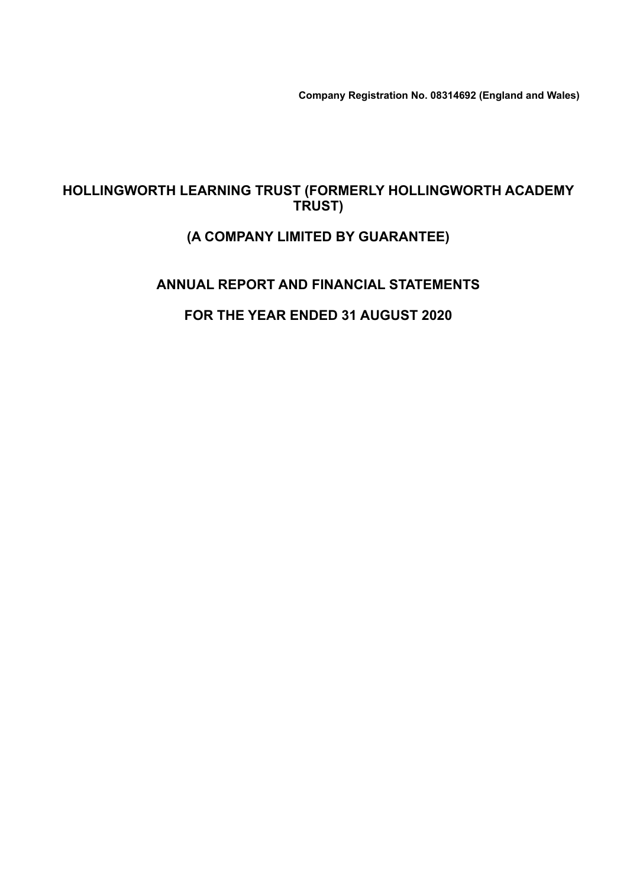**Company Registration No. 08314692 (England and Wales)**

# HOLLINGWORTH LEARNING TRUST (FORMERLY HOLLINGWORTH ACADEMY TRUST)

# (A COMPANY LIMITED BY GUARANTEE)

# ANNUAL REPORT AND FINANCIAL STATEMENTS

# FOR THE YEAR ENDED 31 AUGUST 2020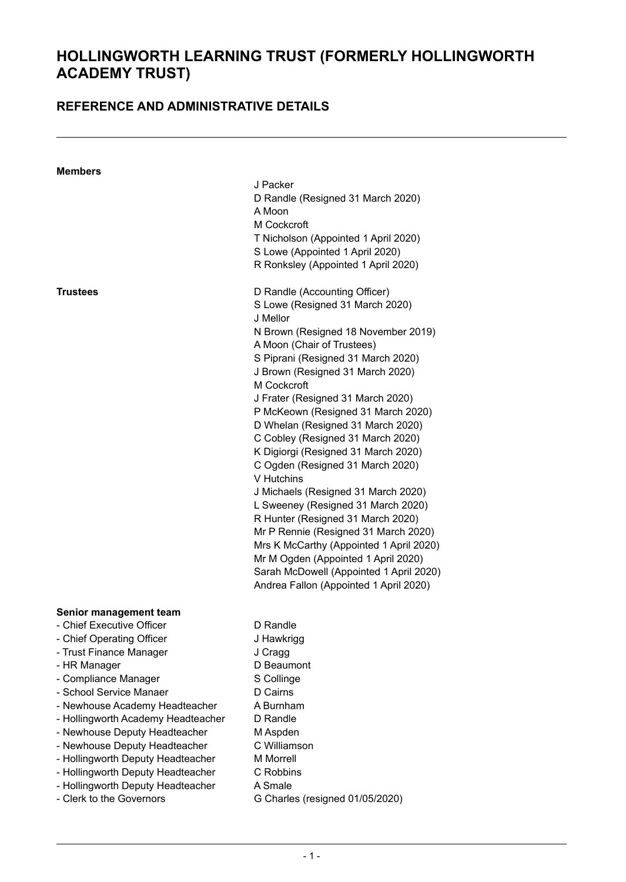# HOLLINGWORTH LEARNING TRUST (FORMERLY HOLLINGWORTH ACADEMY TRUST)

## REFERENCE AND ADMINISTRATIVE DETAILS

**Members**

J Packer
D Randle (Resigned 31 March 2020)
A Moon
M Cockcroft
T Nicholson (Appointed 1 April 2020)
S Lowe (Appointed 1 April 2020)
R Ronksley (Appointed 1 April 2020)

**Trustees**

D Randle (Accounting Officer)
S Lowe (Resigned 31 March 2020)
J Mellor
N Brown (Resigned 18 November 2019)
A Moon (Chair of Trustees)
S Piprani (Resigned 31 March 2020)
J Brown (Resigned 31 March 2020)
M Cockcroft
J Frater (Resigned 31 March 2020)
P McKeown (Resigned 31 March 2020)
D Whelan (Resigned 31 March 2020)
C Cobley (Resigned 31 March 2020)
K Digiorgi (Resigned 31 March 2020)
C Ogden (Resigned 31 March 2020)
V Hutchins
J Michaels (Resigned 31 March 2020)
L Sweeney (Resigned 31 March 2020)
R Hunter (Resigned 31 March 2020)
Mr P Rennie (Resigned 31 March 2020)
Mrs K McCarthy (Appointed 1 April 2020)
Mr M Ogden (Appointed 1 April 2020)
Sarah McDowell (Appointed 1 April 2020)
Andrea Fallon (Appointed 1 April 2020)

**Senior management team**

| | |
|---|---|
| - Chief Executive Officer | D Randle |
| - Chief Operating Officer | J Hawkrigg |
| - Trust Finance Manager | J Cragg |
| - HR Manager | D Beaumont |
| - Compliance Manager | S Collinge |
| - School Service Manaer | D Cairns |
| - Newhouse Academy Headteacher | A Burnham |
| - Hollingworth Academy Headteacher | D Randle |
| - Newhouse Deputy Headteacher | M Aspden |
| - Newhouse Deputy Headteacher | C Williamson |
| - Hollingworth Deputy Headteacher | M Morrell |
| - Hollingworth Deputy Headteacher | C Robbins |
| - Hollingworth Deputy Headteacher | A Smale |
| - Clerk to the Governors | G Charles (resigned 01/05/2020) |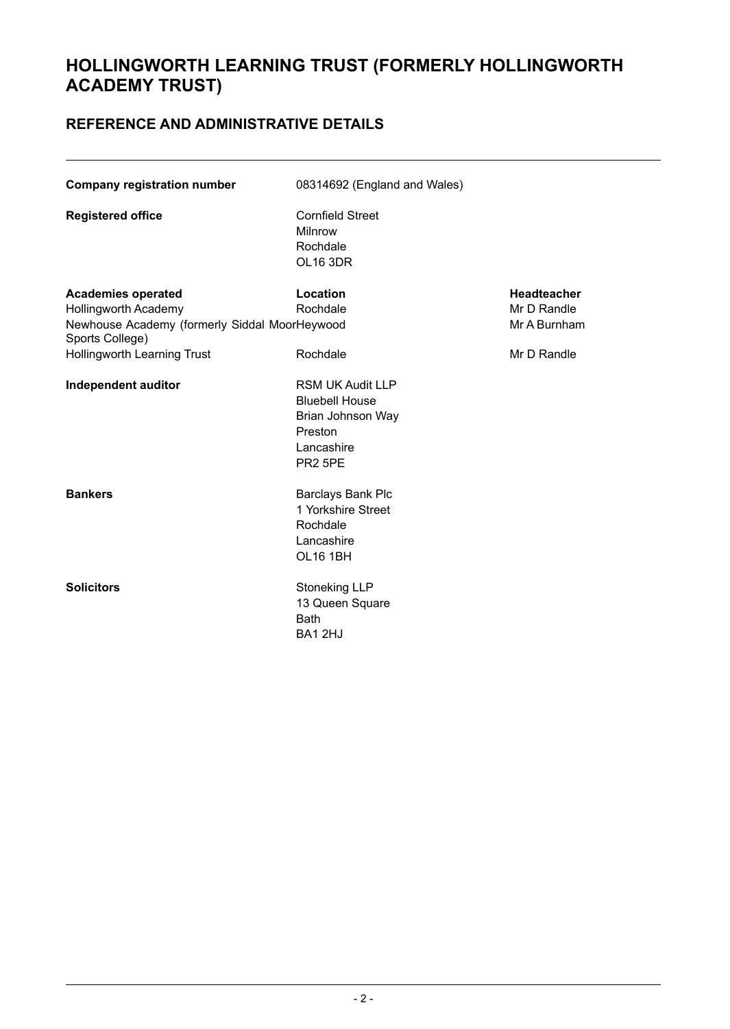# HOLLINGWORTH LEARNING TRUST (FORMERLY HOLLINGWORTH ACADEMY TRUST)

## REFERENCE AND ADMINISTRATIVE DETAILS

**Company registration number** 08314692 (England and Wales)

**Registered office**
Cornfield Street
Milnrow
Rochdale
OL16 3DR

| **Academies operated** | **Location** | **Headteacher** |
|---|---|---|
| Hollingworth Academy | Rochdale | Mr D Randle |
| Newhouse Academy (formerly Siddal Moor Sports College) | Heywood | Mr A Burnham |
| Hollingworth Learning Trust | Rochdale | Mr D Randle |

**Independent auditor**
RSM UK Audit LLP
Bluebell House
Brian Johnson Way
Preston
Lancashire
PR2 5PE

**Bankers**
Barclays Bank Plc
1 Yorkshire Street
Rochdale
Lancashire
OL16 1BH

**Solicitors**
Stoneking LLP
13 Queen Square
Bath
BA1 2HJ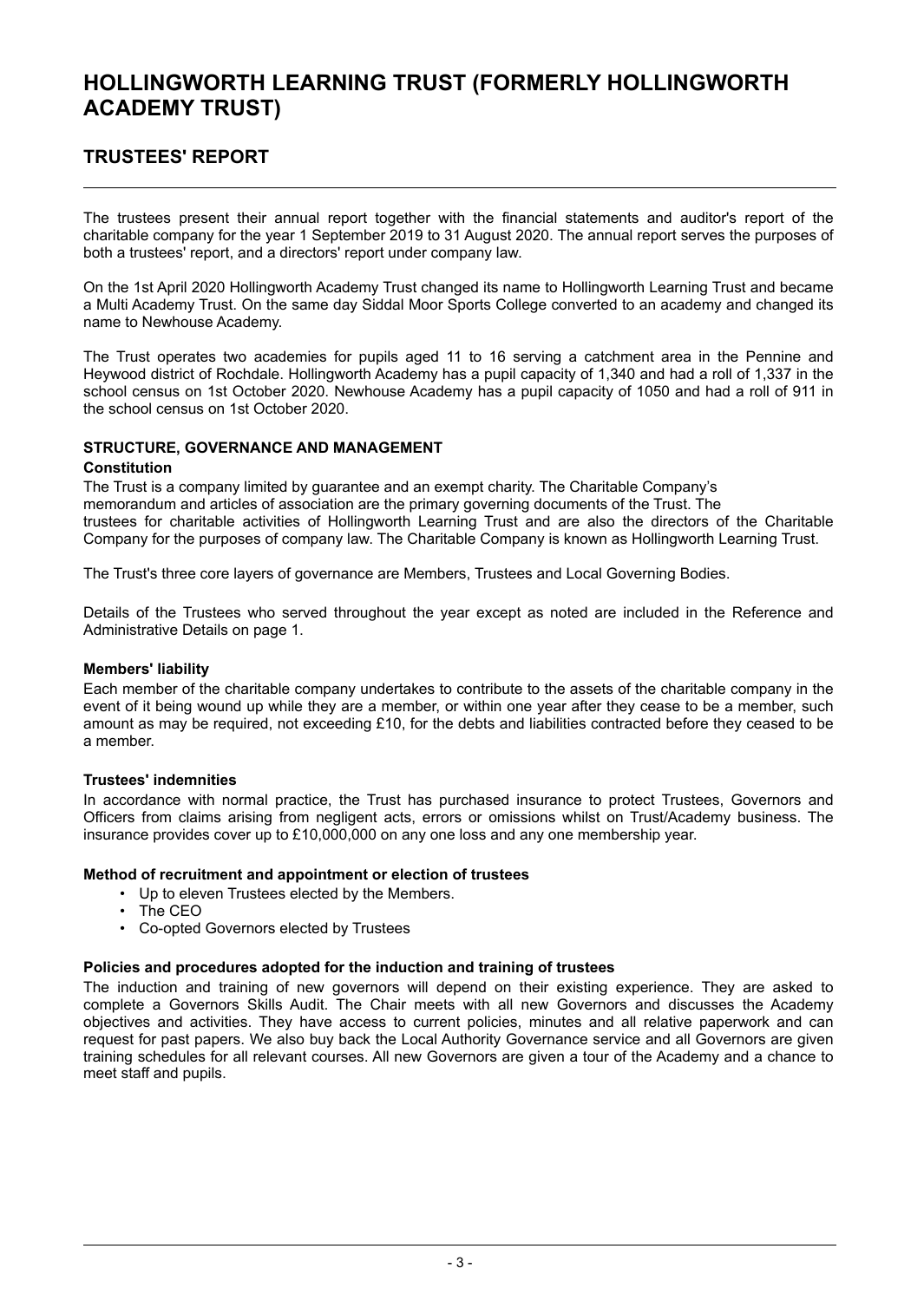# HOLLINGWORTH LEARNING TRUST (FORMERLY HOLLINGWORTH ACADEMY TRUST)

## TRUSTEES' REPORT

The trustees present their annual report together with the financial statements and auditor's report of the charitable company for the year 1 September 2019 to 31 August 2020. The annual report serves the purposes of both a trustees' report, and a directors' report under company law.

On the 1st April 2020 Hollingworth Academy Trust changed its name to Hollingworth Learning Trust and became a Multi Academy Trust. On the same day Siddal Moor Sports College converted to an academy and changed its name to Newhouse Academy.

The Trust operates two academies for pupils aged 11 to 16 serving a catchment area in the Pennine and Heywood district of Rochdale. Hollingworth Academy has a pupil capacity of 1,340 and had a roll of 1,337 in the school census on 1st October 2020. Newhouse Academy has a pupil capacity of 1050 and had a roll of 911 in the school census on 1st October 2020.

### STRUCTURE, GOVERNANCE AND MANAGEMENT

**Constitution**

The Trust is a company limited by guarantee and an exempt charity. The Charitable Company's memorandum and articles of association are the primary governing documents of the Trust. The trustees for charitable activities of Hollingworth Learning Trust and are also the directors of the Charitable Company for the purposes of company law. The Charitable Company is known as Hollingworth Learning Trust.

The Trust's three core layers of governance are Members, Trustees and Local Governing Bodies.

Details of the Trustees who served throughout the year except as noted are included in the Reference and Administrative Details on page 1.

**Members' liability**

Each member of the charitable company undertakes to contribute to the assets of the charitable company in the event of it being wound up while they are a member, or within one year after they cease to be a member, such amount as may be required, not exceeding £10, for the debts and liabilities contracted before they ceased to be a member.

**Trustees' indemnities**

In accordance with normal practice, the Trust has purchased insurance to protect Trustees, Governors and Officers from claims arising from negligent acts, errors or omissions whilst on Trust/Academy business. The insurance provides cover up to £10,000,000 on any one loss and any one membership year.

**Method of recruitment and appointment or election of trustees**

- Up to eleven Trustees elected by the Members.
- The CEO
- Co-opted Governors elected by Trustees

**Policies and procedures adopted for the induction and training of trustees**

The induction and training of new governors will depend on their existing experience. They are asked to complete a Governors Skills Audit. The Chair meets with all new Governors and discusses the Academy objectives and activities. They have access to current policies, minutes and all relative paperwork and can request for past papers. We also buy back the Local Authority Governance service and all Governors are given training schedules for all relevant courses. All new Governors are given a tour of the Academy and a chance to meet staff and pupils.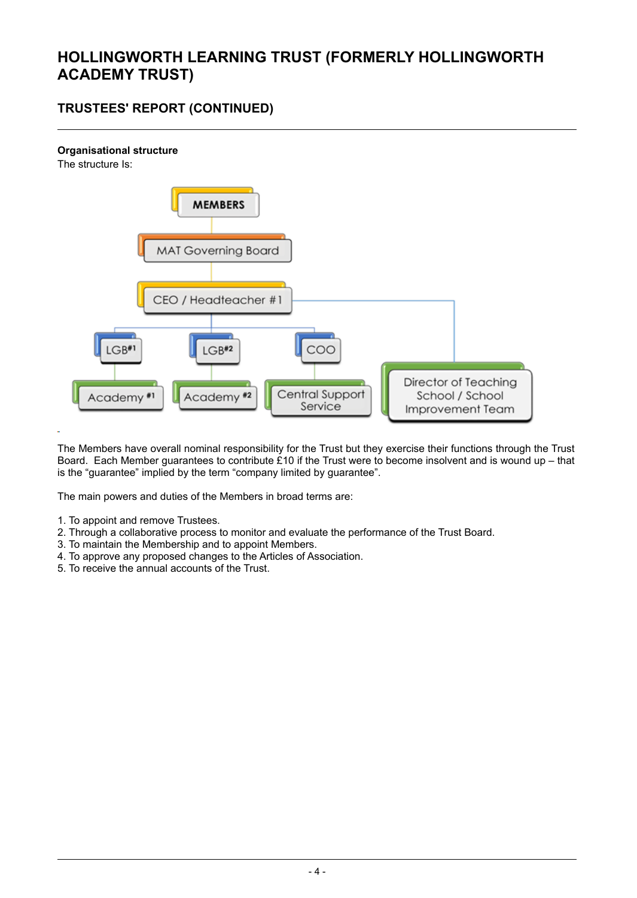**Organisational structure**

The structure Is:

- MEMBERS
  - MAT Governing Board
    - CEO / Headteacher #1
      - LGB#1
        - Academy #1
      - LGB#2
        - Academy #2
      - COO
        - Central Support Service
      - Director of Teaching School / School Improvement Team

The Members have overall nominal responsibility for the Trust but they exercise their functions through the Trust Board. Each Member guarantees to contribute £10 if the Trust were to become insolvent and is wound up – that is the "guarantee" implied by the term "company limited by guarantee".

The main powers and duties of the Members in broad terms are:

1. To appoint and remove Trustees.
2. Through a collaborative process to monitor and evaluate the performance of the Trust Board.
3. To maintain the Membership and to appoint Members.
4. To approve any proposed changes to the Articles of Association.
5. To receive the annual accounts of the Trust.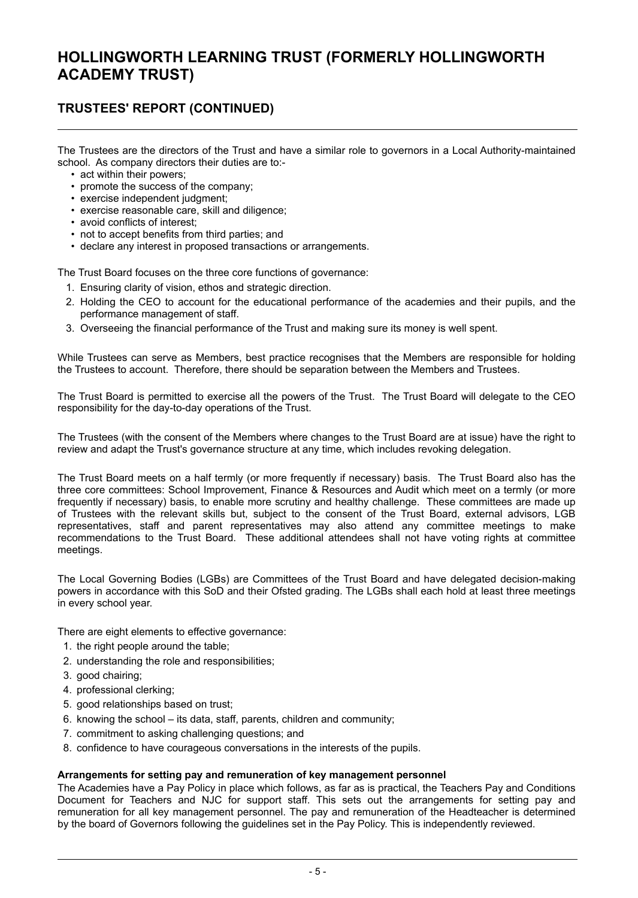# HOLLINGWORTH LEARNING TRUST (FORMERLY HOLLINGWORTH ACADEMY TRUST)

## TRUSTEES' REPORT (CONTINUED)

The Trustees are the directors of the Trust and have a similar role to governors in a Local Authority-maintained school. As company directors their duties are to:-

- act within their powers;
- promote the success of the company;
- exercise independent judgment;
- exercise reasonable care, skill and diligence;
- avoid conflicts of interest;
- not to accept benefits from third parties; and
- declare any interest in proposed transactions or arrangements.

The Trust Board focuses on the three core functions of governance:

1. Ensuring clarity of vision, ethos and strategic direction.
2. Holding the CEO to account for the educational performance of the academies and their pupils, and the performance management of staff.
3. Overseeing the financial performance of the Trust and making sure its money is well spent.

While Trustees can serve as Members, best practice recognises that the Members are responsible for holding the Trustees to account. Therefore, there should be separation between the Members and Trustees.

The Trust Board is permitted to exercise all the powers of the Trust. The Trust Board will delegate to the CEO responsibility for the day-to-day operations of the Trust.

The Trustees (with the consent of the Members where changes to the Trust Board are at issue) have the right to review and adapt the Trust's governance structure at any time, which includes revoking delegation.

The Trust Board meets on a half termly (or more frequently if necessary) basis. The Trust Board also has the three core committees: School Improvement, Finance & Resources and Audit which meet on a termly (or more frequently if necessary) basis, to enable more scrutiny and healthy challenge. These committees are made up of Trustees with the relevant skills but, subject to the consent of the Trust Board, external advisors, LGB representatives, staff and parent representatives may also attend any committee meetings to make recommendations to the Trust Board. These additional attendees shall not have voting rights at committee meetings.

The Local Governing Bodies (LGBs) are Committees of the Trust Board and have delegated decision-making powers in accordance with this SoD and their Ofsted grading. The LGBs shall each hold at least three meetings in every school year.

There are eight elements to effective governance:

1. the right people around the table;
2. understanding the role and responsibilities;
3. good chairing;
4. professional clerking;
5. good relationships based on trust;
6. knowing the school – its data, staff, parents, children and community;
7. commitment to asking challenging questions; and
8. confidence to have courageous conversations in the interests of the pupils.

**Arrangements for setting pay and remuneration of key management personnel**

The Academies have a Pay Policy in place which follows, as far as is practical, the Teachers Pay and Conditions Document for Teachers and NJC for support staff. This sets out the arrangements for setting pay and remuneration for all key management personnel. The pay and remuneration of the Headteacher is determined by the board of Governors following the guidelines set in the Pay Policy. This is independently reviewed.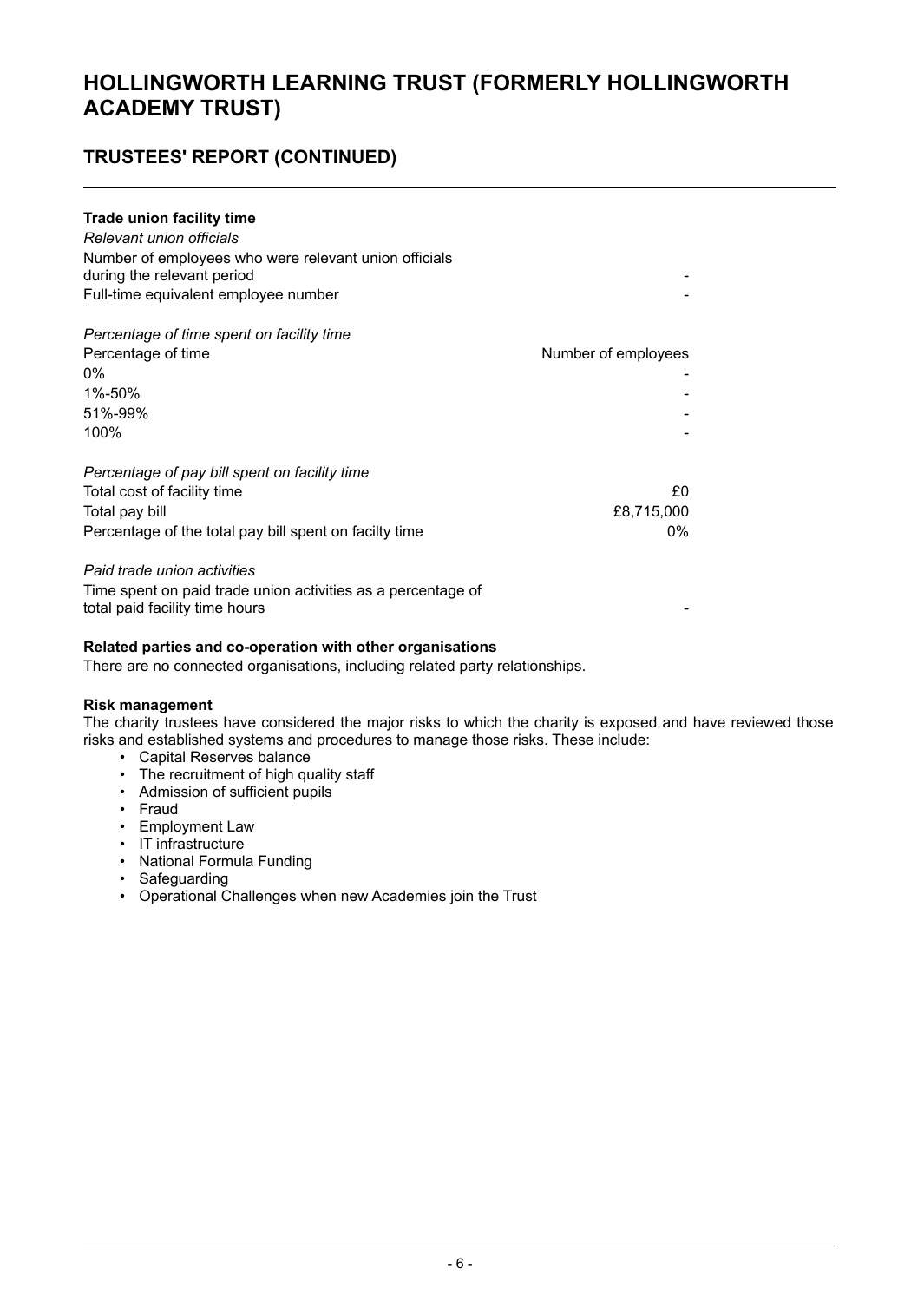# HOLLINGWORTH LEARNING TRUST (FORMERLY HOLLINGWORTH ACADEMY TRUST)

## TRUSTEES' REPORT (CONTINUED)

**Trade union facility time**

*Relevant union officials*

| | |
|---|---|
| Number of employees who were relevant union officials during the relevant period | - |
| Full-time equivalent employee number | - |

*Percentage of time spent on facility time*

| Percentage of time | Number of employees |
|---|---|
| 0% | - |
| 1%-50% | - |
| 51%-99% | - |
| 100% | - |

*Percentage of pay bill spent on facility time*

| | |
|---|---|
| Total cost of facility time | £0 |
| Total pay bill | £8,715,000 |
| Percentage of the total pay bill spent on facilty time | 0% |

*Paid trade union activities*

| | |
|---|---|
| Time spent on paid trade union activities as a percentage of total paid facility time hours | - |

**Related parties and co-operation with other organisations**

There are no connected organisations, including related party relationships.

**Risk management**

The charity trustees have considered the major risks to which the charity is exposed and have reviewed those risks and established systems and procedures to manage those risks. These include:

- Capital Reserves balance
- The recruitment of high quality staff
- Admission of sufficient pupils
- Fraud
- Employment Law
- IT infrastructure
- National Formula Funding
- Safeguarding
- Operational Challenges when new Academies join the Trust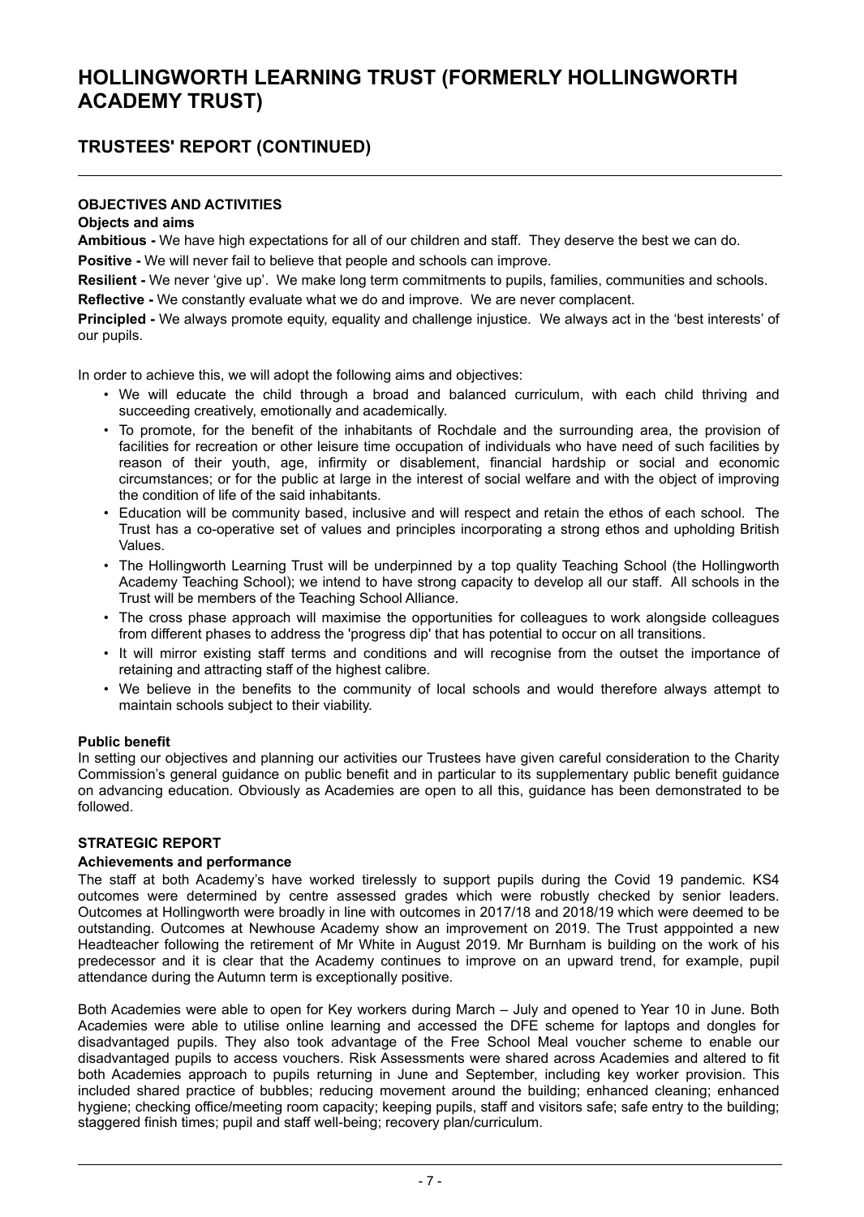## OBJECTIVES AND ACTIVITIES

### Objects and aims

**Ambitious -** We have high expectations for all of our children and staff. They deserve the best we can do.

**Positive -** We will never fail to believe that people and schools can improve.

**Resilient -** We never 'give up'. We make long term commitments to pupils, families, communities and schools.

**Reflective -** We constantly evaluate what we do and improve. We are never complacent.

**Principled -** We always promote equity, equality and challenge injustice. We always act in the 'best interests' of our pupils.

In order to achieve this, we will adopt the following aims and objectives:

- We will educate the child through a broad and balanced curriculum, with each child thriving and succeeding creatively, emotionally and academically.
- To promote, for the benefit of the inhabitants of Rochdale and the surrounding area, the provision of facilities for recreation or other leisure time occupation of individuals who have need of such facilities by reason of their youth, age, infirmity or disablement, financial hardship or social and economic circumstances; or for the public at large in the interest of social welfare and with the object of improving the condition of life of the said inhabitants.
- Education will be community based, inclusive and will respect and retain the ethos of each school. The Trust has a co-operative set of values and principles incorporating a strong ethos and upholding British Values.
- The Hollingworth Learning Trust will be underpinned by a top quality Teaching School (the Hollingworth Academy Teaching School); we intend to have strong capacity to develop all our staff. All schools in the Trust will be members of the Teaching School Alliance.
- The cross phase approach will maximise the opportunities for colleagues to work alongside colleagues from different phases to address the 'progress dip' that has potential to occur on all transitions.
- It will mirror existing staff terms and conditions and will recognise from the outset the importance of retaining and attracting staff of the highest calibre.
- We believe in the benefits to the community of local schools and would therefore always attempt to maintain schools subject to their viability.

### Public benefit

In setting our objectives and planning our activities our Trustees have given careful consideration to the Charity Commission's general guidance on public benefit and in particular to its supplementary public benefit guidance on advancing education. Obviously as Academies are open to all this, guidance has been demonstrated to be followed.

## STRATEGIC REPORT

### Achievements and performance

The staff at both Academy's have worked tirelessly to support pupils during the Covid 19 pandemic. KS4 outcomes were determined by centre assessed grades which were robustly checked by senior leaders. Outcomes at Hollingworth were broadly in line with outcomes in 2017/18 and 2018/19 which were deemed to be outstanding. Outcomes at Newhouse Academy show an improvement on 2019. The Trust apppointed a new Headteacher following the retirement of Mr White in August 2019. Mr Burnham is building on the work of his predecessor and it is clear that the Academy continues to improve on an upward trend, for example, pupil attendance during the Autumn term is exceptionally positive.

Both Academies were able to open for Key workers during March – July and opened to Year 10 in June. Both Academies were able to utilise online learning and accessed the DFE scheme for laptops and dongles for disadvantaged pupils. They also took advantage of the Free School Meal voucher scheme to enable our disadvantaged pupils to access vouchers. Risk Assessments were shared across Academies and altered to fit both Academies approach to pupils returning in June and September, including key worker provision. This included shared practice of bubbles; reducing movement around the building; enhanced cleaning; enhanced hygiene; checking office/meeting room capacity; keeping pupils, staff and visitors safe; safe entry to the building; staggered finish times; pupil and staff well-being; recovery plan/curriculum.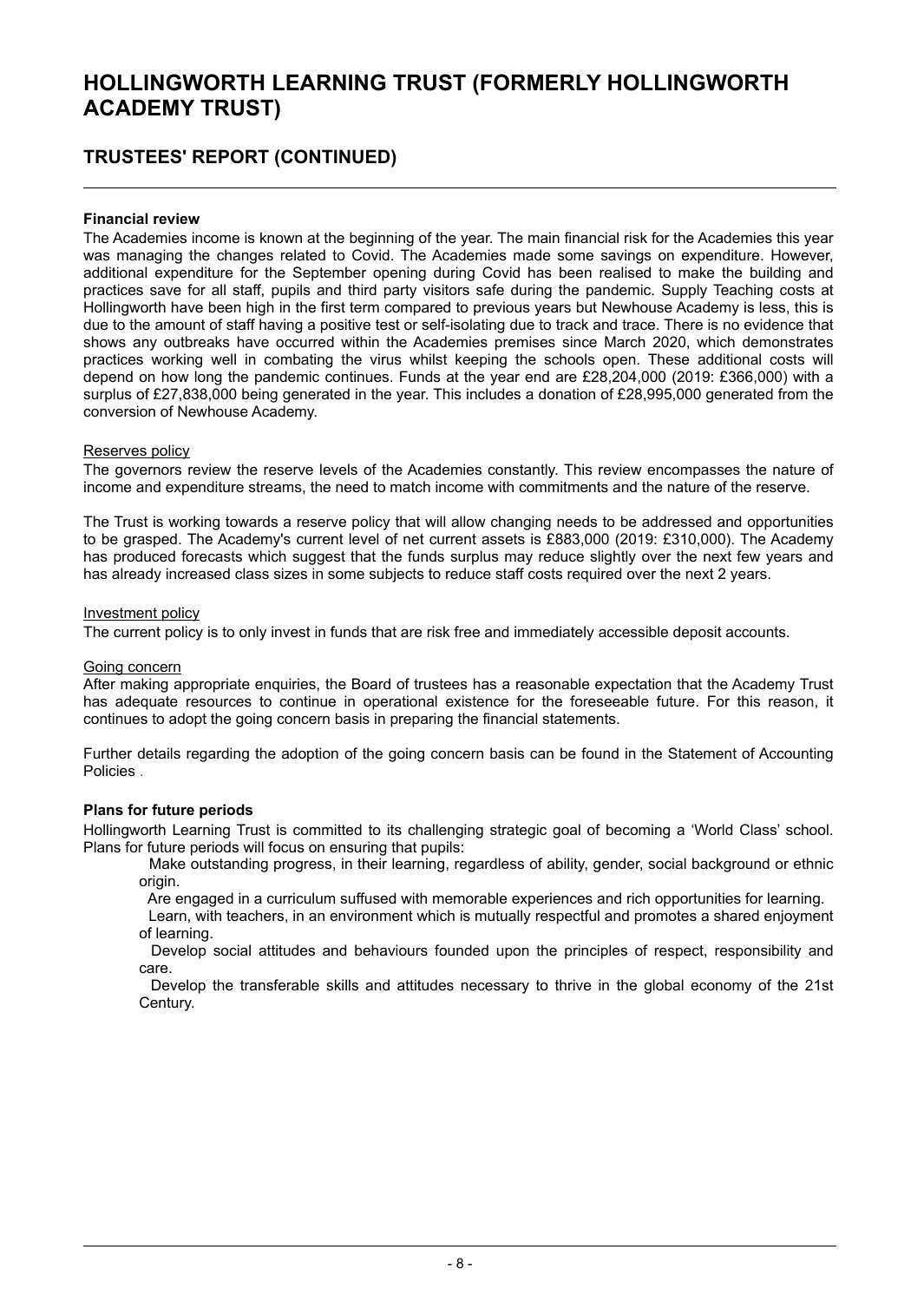# HOLLINGWORTH LEARNING TRUST (FORMERLY HOLLINGWORTH ACADEMY TRUST)

## TRUSTEES' REPORT (CONTINUED)

**Financial review**

The Academies income is known at the beginning of the year. The main financial risk for the Academies this year was managing the changes related to Covid. The Academies made some savings on expenditure. However, additional expenditure for the September opening during Covid has been realised to make the building and practices save for all staff, pupils and third party visitors safe during the pandemic. Supply Teaching costs at Hollingworth have been high in the first term compared to previous years but Newhouse Academy is less, this is due to the amount of staff having a positive test or self-isolating due to track and trace. There is no evidence that shows any outbreaks have occurred within the Academies premises since March 2020, which demonstrates practices working well in combating the virus whilst keeping the schools open. These additional costs will depend on how long the pandemic continues. Funds at the year end are £28,204,000 (2019: £366,000) with a surplus of £27,838,000 being generated in the year. This includes a donation of £28,995,000 generated from the conversion of Newhouse Academy.

Reserves policy

The governors review the reserve levels of the Academies constantly. This review encompasses the nature of income and expenditure streams, the need to match income with commitments and the nature of the reserve.

The Trust is working towards a reserve policy that will allow changing needs to be addressed and opportunities to be grasped. The Academy's current level of net current assets is £883,000 (2019: £310,000). The Academy has produced forecasts which suggest that the funds surplus may reduce slightly over the next few years and has already increased class sizes in some subjects to reduce staff costs required over the next 2 years.

Investment policy

The current policy is to only invest in funds that are risk free and immediately accessible deposit accounts.

Going concern

After making appropriate enquiries, the Board of trustees has a reasonable expectation that the Academy Trust has adequate resources to continue in operational existence for the foreseeable future. For this reason, it continues to adopt the going concern basis in preparing the financial statements.

Further details regarding the adoption of the going concern basis can be found in the Statement of Accounting Policies .

**Plans for future periods**

Hollingworth Learning Trust is committed to its challenging strategic goal of becoming a 'World Class' school. Plans for future periods will focus on ensuring that pupils:

- Make outstanding progress, in their learning, regardless of ability, gender, social background or ethnic origin.
- Are engaged in a curriculum suffused with memorable experiences and rich opportunities for learning.
- Learn, with teachers, in an environment which is mutually respectful and promotes a shared enjoyment of learning.
- Develop social attitudes and behaviours founded upon the principles of respect, responsibility and care.
- Develop the transferable skills and attitudes necessary to thrive in the global economy of the 21st Century.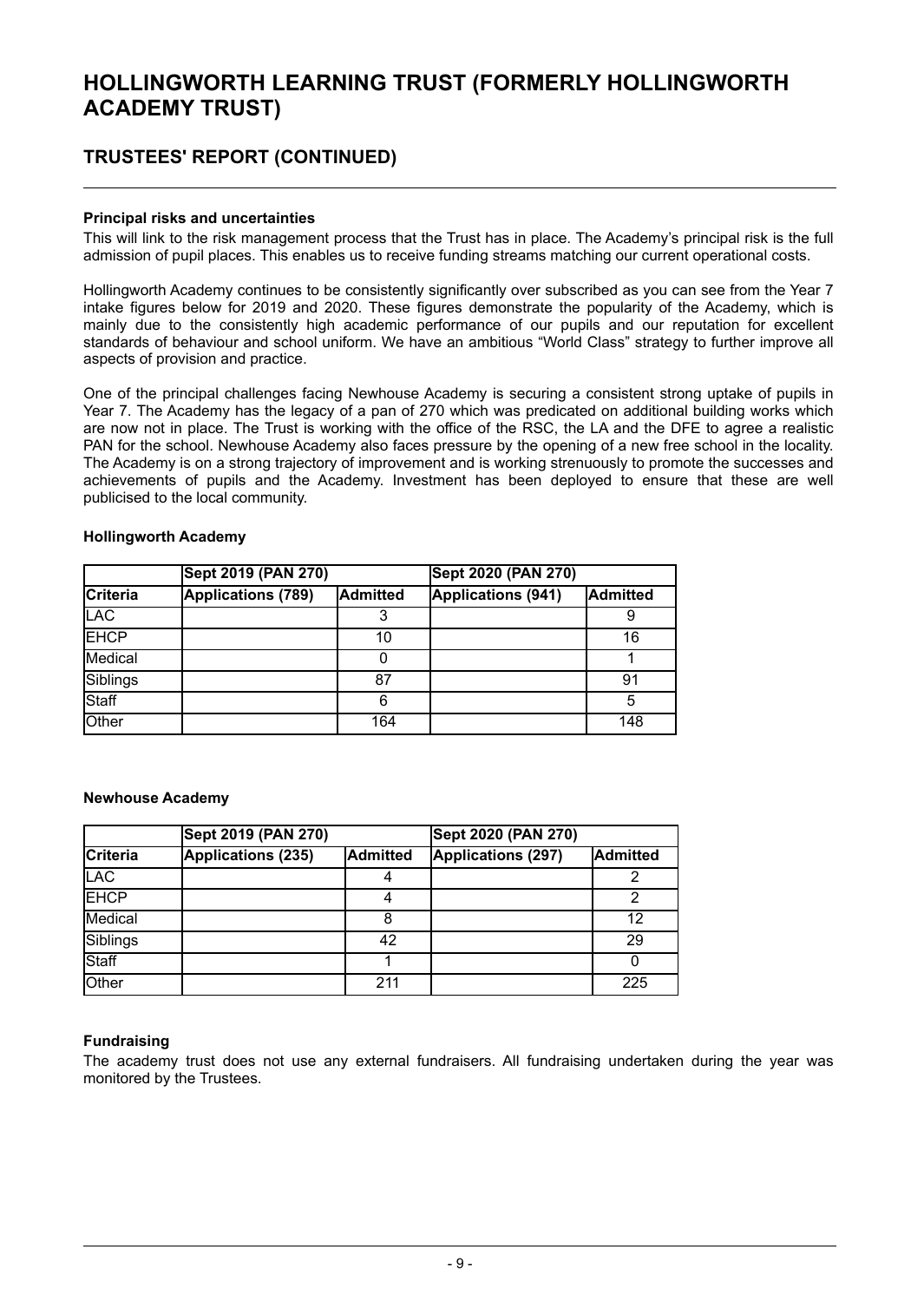# HOLLINGWORTH LEARNING TRUST (FORMERLY HOLLINGWORTH ACADEMY TRUST)

## TRUSTEES' REPORT (CONTINUED)

**Principal risks and uncertainties**

This will link to the risk management process that the Trust has in place. The Academy's principal risk is the full admission of pupil places. This enables us to receive funding streams matching our current operational costs.

Hollingworth Academy continues to be consistently significantly over subscribed as you can see from the Year 7 intake figures below for 2019 and 2020. These figures demonstrate the popularity of the Academy, which is mainly due to the consistently high academic performance of our pupils and our reputation for excellent standards of behaviour and school uniform. We have an ambitious "World Class" strategy to further improve all aspects of provision and practice.

One of the principal challenges facing Newhouse Academy is securing a consistent strong uptake of pupils in Year 7. The Academy has the legacy of a pan of 270 which was predicated on additional building works which are now not in place. The Trust is working with the office of the RSC, the LA and the DFE to agree a realistic PAN for the school. Newhouse Academy also faces pressure by the opening of a new free school in the locality. The Academy is on a strong trajectory of improvement and is working strenuously to promote the successes and achievements of pupils and the Academy. Investment has been deployed to ensure that these are well publicised to the local community.

**Hollingworth Academy**

| | Sept 2019 (PAN 270) | | Sept 2020 (PAN 270) | |
|---|---|---|---|---|
| **Criteria** | **Applications (789)** | **Admitted** | **Applications (941)** | **Admitted** |
| LAC | | 3 | | 9 |
| EHCP | | 10 | | 16 |
| Medical | | 0 | | 1 |
| Siblings | | 87 | | 91 |
| Staff | | 6 | | 5 |
| Other | | 164 | | 148 |

**Newhouse Academy**

| | Sept 2019 (PAN 270) | | Sept 2020 (PAN 270) | |
|---|---|---|---|---|
| **Criteria** | **Applications (235)** | **Admitted** | **Applications (297)** | **Admitted** |
| LAC | | 4 | | 2 |
| EHCP | | 4 | | 2 |
| Medical | | 8 | | 12 |
| Siblings | | 42 | | 29 |
| Staff | | 1 | | 0 |
| Other | | 211 | | 225 |

**Fundraising**

The academy trust does not use any external fundraisers. All fundraising undertaken during the year was monitored by the Trustees.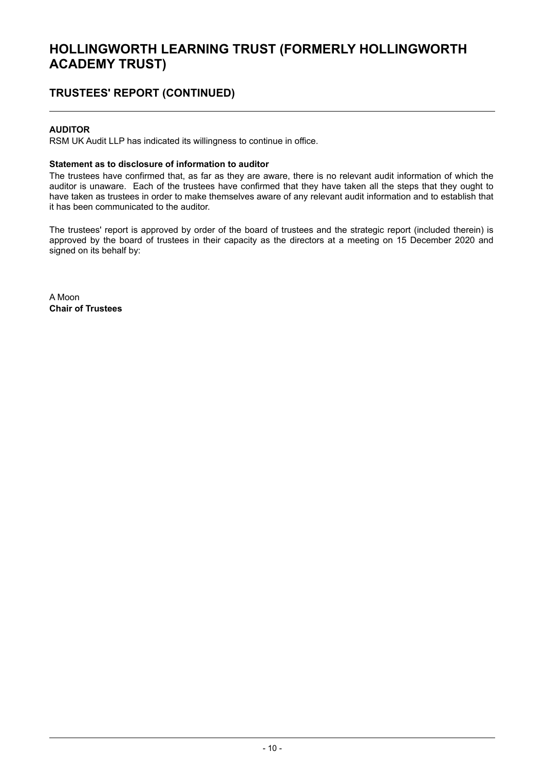## AUDITOR

RSM UK Audit LLP has indicated its willingness to continue in office.

### Statement as to disclosure of information to auditor

The trustees have confirmed that, as far as they are aware, there is no relevant audit information of which the auditor is unaware. Each of the trustees have confirmed that they have taken all the steps that they ought to have taken as trustees in order to make themselves aware of any relevant audit information and to establish that it has been communicated to the auditor.

The trustees' report is approved by order of the board of trustees and the strategic report (included therein) is approved by the board of trustees in their capacity as the directors at a meeting on 15 December 2020 and signed on its behalf by:

A Moon
**Chair of Trustees**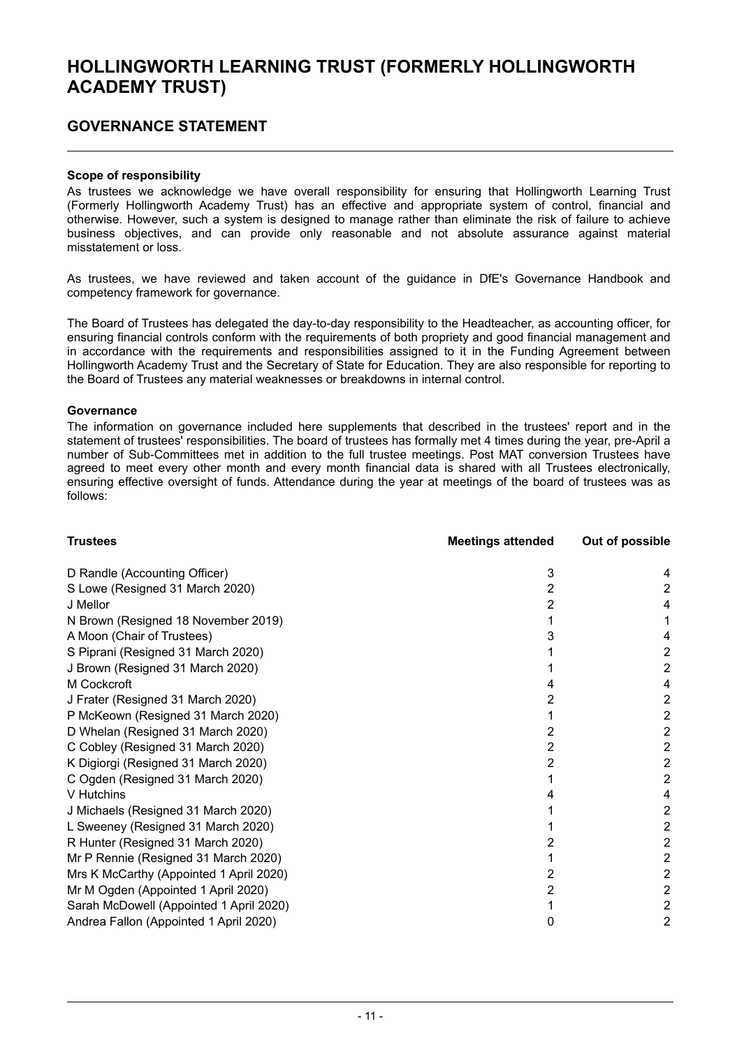# HOLLINGWORTH LEARNING TRUST (FORMERLY HOLLINGWORTH ACADEMY TRUST)

## GOVERNANCE STATEMENT

**Scope of responsibility**

As trustees we acknowledge we have overall responsibility for ensuring that Hollingworth Learning Trust (Formerly Hollingworth Academy Trust) has an effective and appropriate system of control, financial and otherwise. However, such a system is designed to manage rather than eliminate the risk of failure to achieve business objectives, and can provide only reasonable and not absolute assurance against material misstatement or loss.

As trustees, we have reviewed and taken account of the guidance in DfE's Governance Handbook and competency framework for governance.

The Board of Trustees has delegated the day-to-day responsibility to the Headteacher, as accounting officer, for ensuring financial controls conform with the requirements of both propriety and good financial management and in accordance with the requirements and responsibilities assigned to it in the Funding Agreement between Hollingworth Academy Trust and the Secretary of State for Education. They are also responsible for reporting to the Board of Trustees any material weaknesses or breakdowns in internal control.

**Governance**

The information on governance included here supplements that described in the trustees' report and in the statement of trustees' responsibilities. The board of trustees has formally met 4 times during the year, pre-April a number of Sub-Committees met in addition to the full trustee meetings. Post MAT conversion Trustees have agreed to meet every other month and every month financial data is shared with all Trustees electronically, ensuring effective oversight of funds. Attendance during the year at meetings of the board of trustees was as follows:

| Trustees | Meetings attended | Out of possible |
|---|---|---|
| D Randle (Accounting Officer) | 3 | 4 |
| S Lowe (Resigned 31 March 2020) | 2 | 2 |
| J Mellor | 2 | 4 |
| N Brown (Resigned 18 November 2019) | 1 | 1 |
| A Moon (Chair of Trustees) | 3 | 4 |
| S Piprani (Resigned 31 March 2020) | 1 | 2 |
| J Brown (Resigned 31 March 2020) | 1 | 2 |
| M Cockcroft | 4 | 4 |
| J Frater (Resigned 31 March 2020) | 2 | 2 |
| P McKeown (Resigned 31 March 2020) | 1 | 2 |
| D Whelan (Resigned 31 March 2020) | 2 | 2 |
| C Cobley (Resigned 31 March 2020) | 2 | 2 |
| K Digiorgi (Resigned 31 March 2020) | 2 | 2 |
| C Ogden (Resigned 31 March 2020) | 1 | 2 |
| V Hutchins | 4 | 4 |
| J Michaels (Resigned 31 March 2020) | 1 | 2 |
| L Sweeney (Resigned 31 March 2020) | 1 | 2 |
| R Hunter (Resigned 31 March 2020) | 2 | 2 |
| Mr P Rennie (Resigned 31 March 2020) | 1 | 2 |
| Mrs K McCarthy (Appointed 1 April 2020) | 2 | 2 |
| Mr M Ogden (Appointed 1 April 2020) | 2 | 2 |
| Sarah McDowell (Appointed 1 April 2020) | 1 | 2 |
| Andrea Fallon (Appointed 1 April 2020) | 0 | 2 |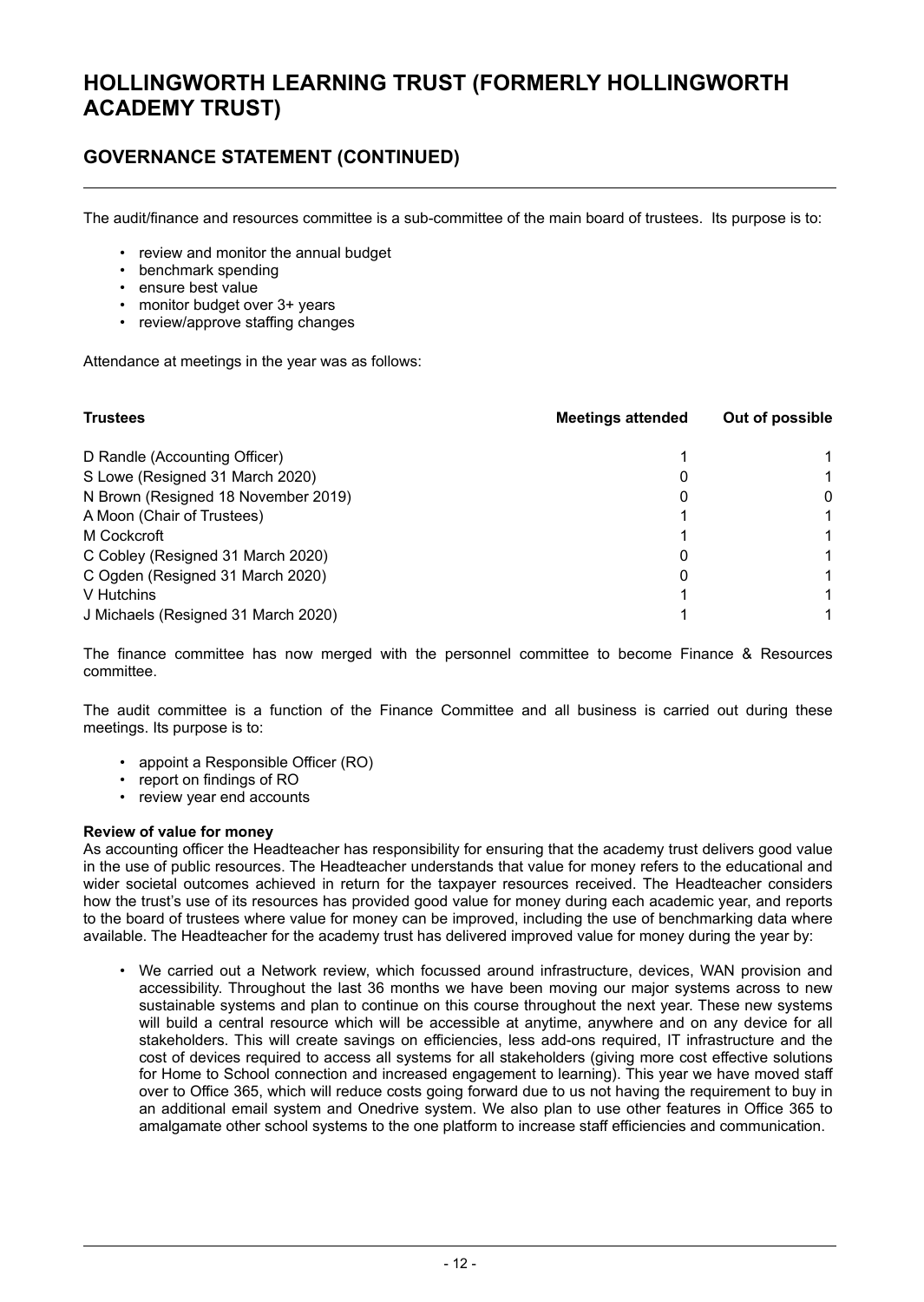# HOLLINGWORTH LEARNING TRUST (FORMERLY HOLLINGWORTH ACADEMY TRUST)

## GOVERNANCE STATEMENT (CONTINUED)

The audit/finance and resources committee is a sub-committee of the main board of trustees. Its purpose is to:

- review and monitor the annual budget
- benchmark spending
- ensure best value
- monitor budget over 3+ years
- review/approve staffing changes

Attendance at meetings in the year was as follows:

| Trustees | Meetings attended | Out of possible |
|---|---|---|
| D Randle (Accounting Officer) | 1 | 1 |
| S Lowe (Resigned 31 March 2020) | 0 | 1 |
| N Brown (Resigned 18 November 2019) | 0 | 0 |
| A Moon (Chair of Trustees) | 1 | 1 |
| M Cockcroft | 1 | 1 |
| C Cobley (Resigned 31 March 2020) | 0 | 1 |
| C Ogden (Resigned 31 March 2020) | 0 | 1 |
| V Hutchins | 1 | 1 |
| J Michaels (Resigned 31 March 2020) | 1 | 1 |

The finance committee has now merged with the personnel committee to become Finance & Resources committee.

The audit committee is a function of the Finance Committee and all business is carried out during these meetings. Its purpose is to:

- appoint a Responsible Officer (RO)
- report on findings of RO
- review year end accounts

**Review of value for money**

As accounting officer the Headteacher has responsibility for ensuring that the academy trust delivers good value in the use of public resources. The Headteacher understands that value for money refers to the educational and wider societal outcomes achieved in return for the taxpayer resources received. The Headteacher considers how the trust's use of its resources has provided good value for money during each academic year, and reports to the board of trustees where value for money can be improved, including the use of benchmarking data where available. The Headteacher for the academy trust has delivered improved value for money during the year by:

- We carried out a Network review, which focussed around infrastructure, devices, WAN provision and accessibility. Throughout the last 36 months we have been moving our major systems across to new sustainable systems and plan to continue on this course throughout the next year. These new systems will build a central resource which will be accessible at anytime, anywhere and on any device for all stakeholders. This will create savings on efficiencies, less add-ons required, IT infrastructure and the cost of devices required to access all systems for all stakeholders (giving more cost effective solutions for Home to School connection and increased engagement to learning). This year we have moved staff over to Office 365, which will reduce costs going forward due to us not having the requirement to buy in an additional email system and Onedrive system. We also plan to use other features in Office 365 to amalgamate other school systems to the one platform to increase staff efficiencies and communication.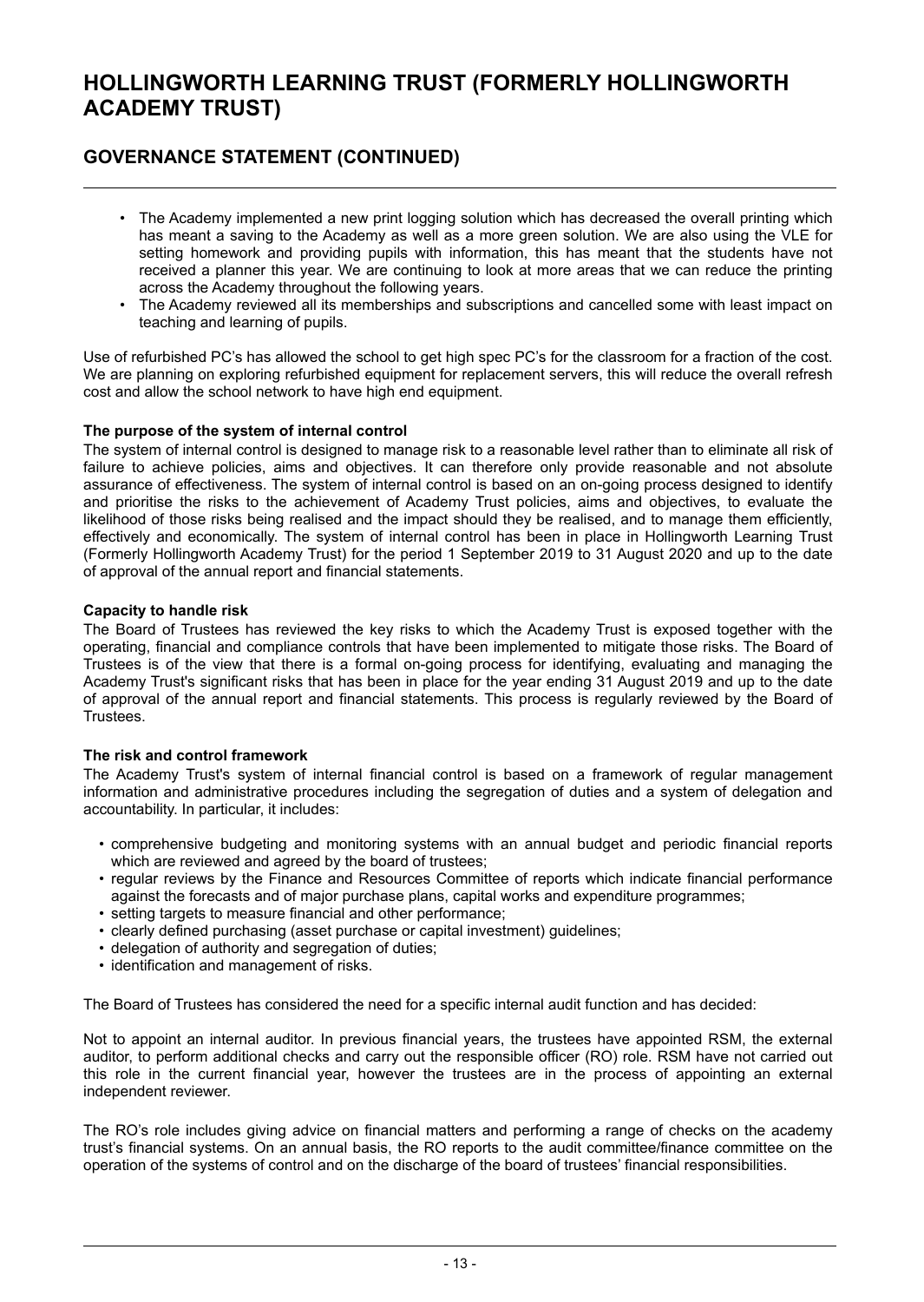- The Academy implemented a new print logging solution which has decreased the overall printing which has meant a saving to the Academy as well as a more green solution. We are also using the VLE for setting homework and providing pupils with information, this has meant that the students have not received a planner this year. We are continuing to look at more areas that we can reduce the printing across the Academy throughout the following years.
- The Academy reviewed all its memberships and subscriptions and cancelled some with least impact on teaching and learning of pupils.

Use of refurbished PC's has allowed the school to get high spec PC's for the classroom for a fraction of the cost. We are planning on exploring refurbished equipment for replacement servers, this will reduce the overall refresh cost and allow the school network to have high end equipment.

**The purpose of the system of internal control**

The system of internal control is designed to manage risk to a reasonable level rather than to eliminate all risk of failure to achieve policies, aims and objectives. It can therefore only provide reasonable and not absolute assurance of effectiveness. The system of internal control is based on an on-going process designed to identify and prioritise the risks to the achievement of Academy Trust policies, aims and objectives, to evaluate the likelihood of those risks being realised and the impact should they be realised, and to manage them efficiently, effectively and economically. The system of internal control has been in place in Hollingworth Learning Trust (Formerly Hollingworth Academy Trust) for the period 1 September 2019 to 31 August 2020 and up to the date of approval of the annual report and financial statements.

**Capacity to handle risk**

The Board of Trustees has reviewed the key risks to which the Academy Trust is exposed together with the operating, financial and compliance controls that have been implemented to mitigate those risks. The Board of Trustees is of the view that there is a formal on-going process for identifying, evaluating and managing the Academy Trust's significant risks that has been in place for the year ending 31 August 2019 and up to the date of approval of the annual report and financial statements. This process is regularly reviewed by the Board of Trustees.

**The risk and control framework**

The Academy Trust's system of internal financial control is based on a framework of regular management information and administrative procedures including the segregation of duties and a system of delegation and accountability. In particular, it includes:

- comprehensive budgeting and monitoring systems with an annual budget and periodic financial reports which are reviewed and agreed by the board of trustees;
- regular reviews by the Finance and Resources Committee of reports which indicate financial performance against the forecasts and of major purchase plans, capital works and expenditure programmes;
- setting targets to measure financial and other performance;
- clearly defined purchasing (asset purchase or capital investment) guidelines;
- delegation of authority and segregation of duties;
- identification and management of risks.

The Board of Trustees has considered the need for a specific internal audit function and has decided:

Not to appoint an internal auditor. In previous financial years, the trustees have appointed RSM, the external auditor, to perform additional checks and carry out the responsible officer (RO) role. RSM have not carried out this role in the current financial year, however the trustees are in the process of appointing an external independent reviewer.

The RO's role includes giving advice on financial matters and performing a range of checks on the academy trust's financial systems. On an annual basis, the RO reports to the audit committee/finance committee on the operation of the systems of control and on the discharge of the board of trustees' financial responsibilities.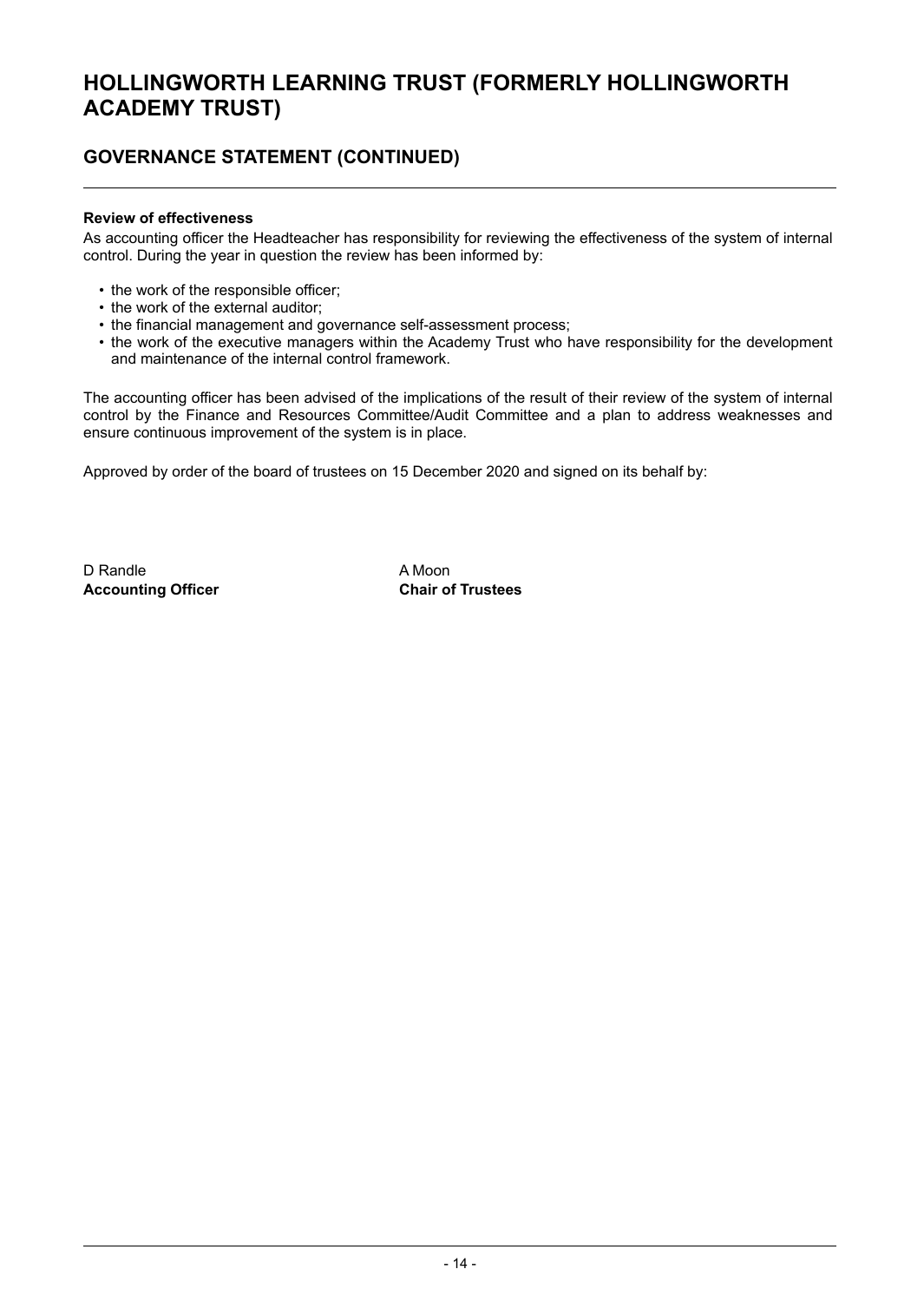# HOLLINGWORTH LEARNING TRUST (FORMERLY HOLLINGWORTH ACADEMY TRUST)

## GOVERNANCE STATEMENT (CONTINUED)

**Review of effectiveness**

As accounting officer the Headteacher has responsibility for reviewing the effectiveness of the system of internal control. During the year in question the review has been informed by:

- the work of the responsible officer;
- the work of the external auditor;
- the financial management and governance self-assessment process;
- the work of the executive managers within the Academy Trust who have responsibility for the development and maintenance of the internal control framework.

The accounting officer has been advised of the implications of the result of their review of the system of internal control by the Finance and Resources Committee/Audit Committee and a plan to address weaknesses and ensure continuous improvement of the system is in place.

Approved by order of the board of trustees on 15 December 2020 and signed on its behalf by:

| D Randle | A Moon |
|---|---|
| **Accounting Officer** | **Chair of Trustees** |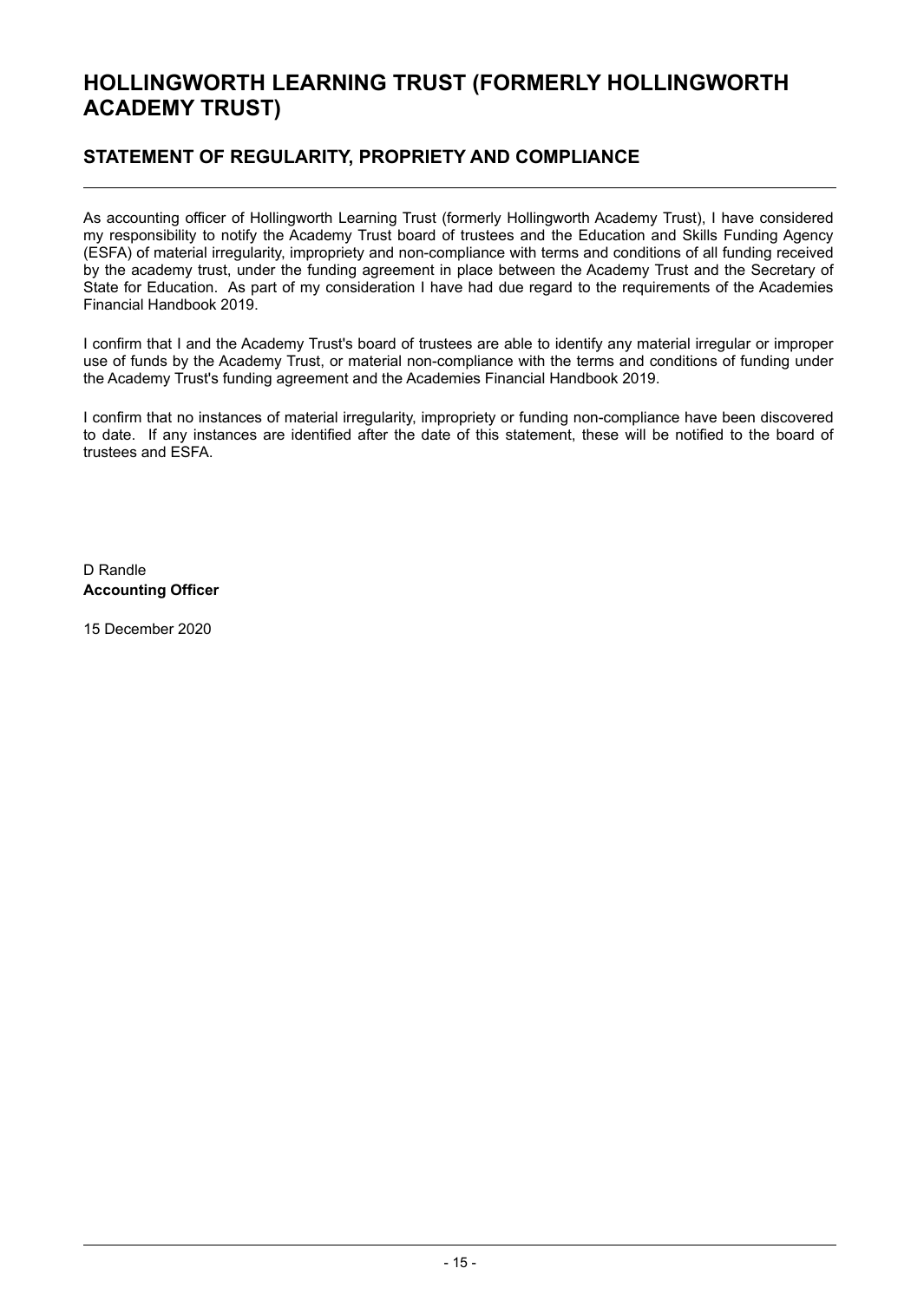# HOLLINGWORTH LEARNING TRUST (FORMERLY HOLLINGWORTH ACADEMY TRUST)

## STATEMENT OF REGULARITY, PROPRIETY AND COMPLIANCE

As accounting officer of Hollingworth Learning Trust (formerly Hollingworth Academy Trust), I have considered my responsibility to notify the Academy Trust board of trustees and the Education and Skills Funding Agency (ESFA) of material irregularity, impropriety and non-compliance with terms and conditions of all funding received by the academy trust, under the funding agreement in place between the Academy Trust and the Secretary of State for Education. As part of my consideration I have had due regard to the requirements of the Academies Financial Handbook 2019.

I confirm that I and the Academy Trust's board of trustees are able to identify any material irregular or improper use of funds by the Academy Trust, or material non-compliance with the terms and conditions of funding under the Academy Trust's funding agreement and the Academies Financial Handbook 2019.

I confirm that no instances of material irregularity, impropriety or funding non-compliance have been discovered to date. If any instances are identified after the date of this statement, these will be notified to the board of trustees and ESFA.

D Randle
**Accounting Officer**

15 December 2020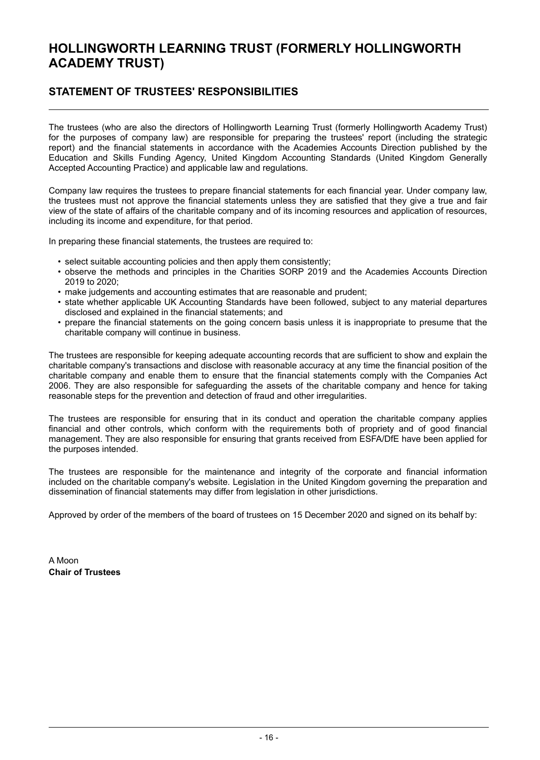# HOLLINGWORTH LEARNING TRUST (FORMERLY HOLLINGWORTH ACADEMY TRUST)

## STATEMENT OF TRUSTEES' RESPONSIBILITIES

The trustees (who are also the directors of Hollingworth Learning Trust (formerly Hollingworth Academy Trust) for the purposes of company law) are responsible for preparing the trustees' report (including the strategic report) and the financial statements in accordance with the Academies Accounts Direction published by the Education and Skills Funding Agency, United Kingdom Accounting Standards (United Kingdom Generally Accepted Accounting Practice) and applicable law and regulations.

Company law requires the trustees to prepare financial statements for each financial year. Under company law, the trustees must not approve the financial statements unless they are satisfied that they give a true and fair view of the state of affairs of the charitable company and of its incoming resources and application of resources, including its income and expenditure, for that period.

In preparing these financial statements, the trustees are required to:

- select suitable accounting policies and then apply them consistently;
- observe the methods and principles in the Charities SORP 2019 and the Academies Accounts Direction 2019 to 2020;
- make judgements and accounting estimates that are reasonable and prudent;
- state whether applicable UK Accounting Standards have been followed, subject to any material departures disclosed and explained in the financial statements; and
- prepare the financial statements on the going concern basis unless it is inappropriate to presume that the charitable company will continue in business.

The trustees are responsible for keeping adequate accounting records that are sufficient to show and explain the charitable company's transactions and disclose with reasonable accuracy at any time the financial position of the charitable company and enable them to ensure that the financial statements comply with the Companies Act 2006. They are also responsible for safeguarding the assets of the charitable company and hence for taking reasonable steps for the prevention and detection of fraud and other irregularities.

The trustees are responsible for ensuring that in its conduct and operation the charitable company applies financial and other controls, which conform with the requirements both of propriety and of good financial management. They are also responsible for ensuring that grants received from ESFA/DfE have been applied for the purposes intended.

The trustees are responsible for the maintenance and integrity of the corporate and financial information included on the charitable company's website. Legislation in the United Kingdom governing the preparation and dissemination of financial statements may differ from legislation in other jurisdictions.

Approved by order of the members of the board of trustees on 15 December 2020 and signed on its behalf by:

A Moon
**Chair of Trustees**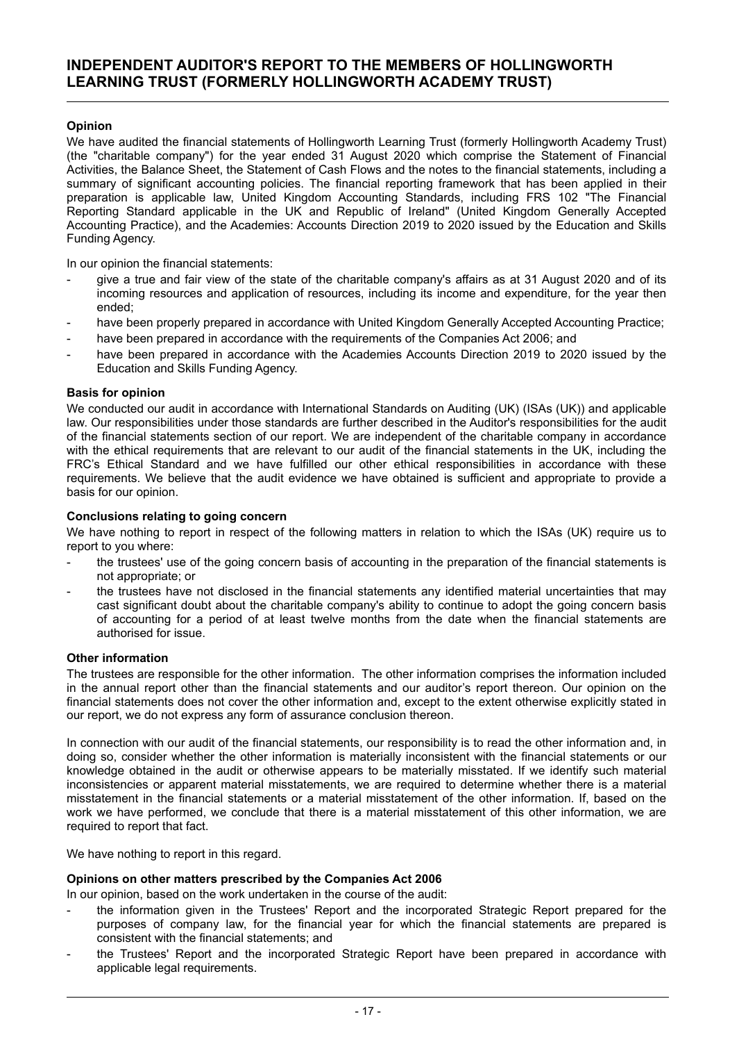# INDEPENDENT AUDITOR'S REPORT TO THE MEMBERS OF HOLLINGWORTH LEARNING TRUST (FORMERLY HOLLINGWORTH ACADEMY TRUST)

**Opinion**

We have audited the financial statements of Hollingworth Learning Trust (formerly Hollingworth Academy Trust) (the "charitable company") for the year ended 31 August 2020 which comprise the Statement of Financial Activities, the Balance Sheet, the Statement of Cash Flows and the notes to the financial statements, including a summary of significant accounting policies. The financial reporting framework that has been applied in their preparation is applicable law, United Kingdom Accounting Standards, including FRS 102 "The Financial Reporting Standard applicable in the UK and Republic of Ireland" (United Kingdom Generally Accepted Accounting Practice), and the Academies: Accounts Direction 2019 to 2020 issued by the Education and Skills Funding Agency.

In our opinion the financial statements:

- give a true and fair view of the state of the charitable company's affairs as at 31 August 2020 and of its incoming resources and application of resources, including its income and expenditure, for the year then ended;
- have been properly prepared in accordance with United Kingdom Generally Accepted Accounting Practice;
- have been prepared in accordance with the requirements of the Companies Act 2006; and
- have been prepared in accordance with the Academies Accounts Direction 2019 to 2020 issued by the Education and Skills Funding Agency.

**Basis for opinion**

We conducted our audit in accordance with International Standards on Auditing (UK) (ISAs (UK)) and applicable law. Our responsibilities under those standards are further described in the Auditor's responsibilities for the audit of the financial statements section of our report. We are independent of the charitable company in accordance with the ethical requirements that are relevant to our audit of the financial statements in the UK, including the FRC's Ethical Standard and we have fulfilled our other ethical responsibilities in accordance with these requirements. We believe that the audit evidence we have obtained is sufficient and appropriate to provide a basis for our opinion.

**Conclusions relating to going concern**

We have nothing to report in respect of the following matters in relation to which the ISAs (UK) require us to report to you where:

- the trustees' use of the going concern basis of accounting in the preparation of the financial statements is not appropriate; or
- the trustees have not disclosed in the financial statements any identified material uncertainties that may cast significant doubt about the charitable company's ability to continue to adopt the going concern basis of accounting for a period of at least twelve months from the date when the financial statements are authorised for issue.

**Other information**

The trustees are responsible for the other information. The other information comprises the information included in the annual report other than the financial statements and our auditor's report thereon. Our opinion on the financial statements does not cover the other information and, except to the extent otherwise explicitly stated in our report, we do not express any form of assurance conclusion thereon.

In connection with our audit of the financial statements, our responsibility is to read the other information and, in doing so, consider whether the other information is materially inconsistent with the financial statements or our knowledge obtained in the audit or otherwise appears to be materially misstated. If we identify such material inconsistencies or apparent material misstatements, we are required to determine whether there is a material misstatement in the financial statements or a material misstatement of the other information. If, based on the work we have performed, we conclude that there is a material misstatement of this other information, we are required to report that fact.

We have nothing to report in this regard.

**Opinions on other matters prescribed by the Companies Act 2006**

In our opinion, based on the work undertaken in the course of the audit:

- the information given in the Trustees' Report and the incorporated Strategic Report prepared for the purposes of company law, for the financial year for which the financial statements are prepared is consistent with the financial statements; and
- the Trustees' Report and the incorporated Strategic Report have been prepared in accordance with applicable legal requirements.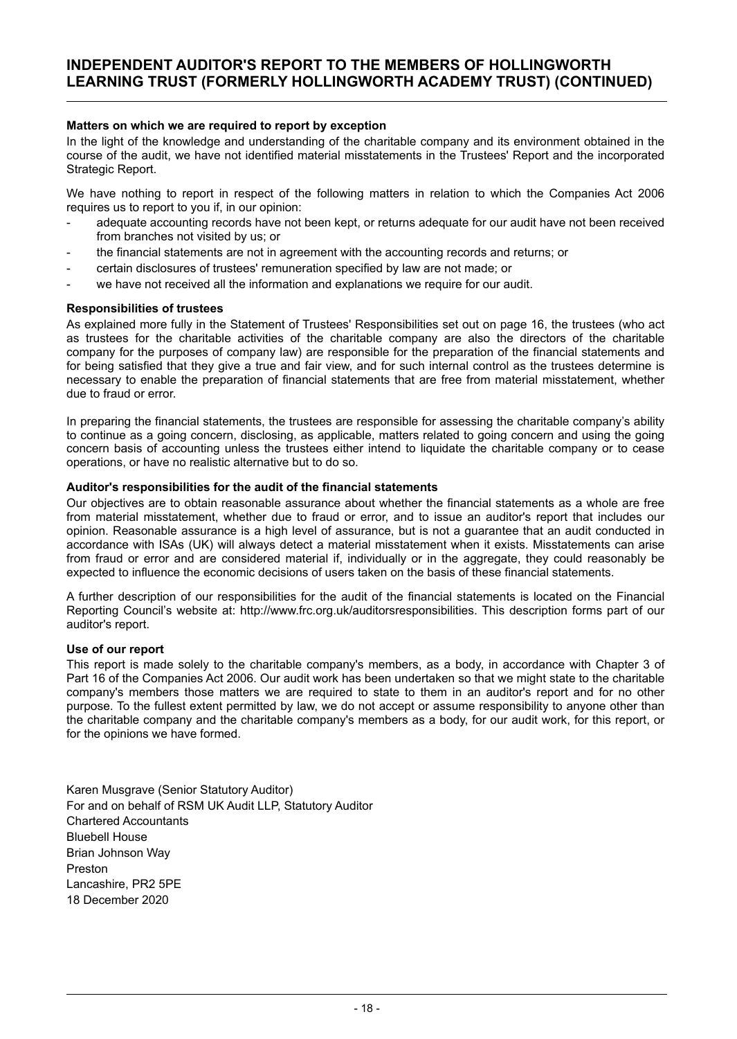**Matters on which we are required to report by exception**

In the light of the knowledge and understanding of the charitable company and its environment obtained in the course of the audit, we have not identified material misstatements in the Trustees' Report and the incorporated Strategic Report.

We have nothing to report in respect of the following matters in relation to which the Companies Act 2006 requires us to report to you if, in our opinion:

- adequate accounting records have not been kept, or returns adequate for our audit have not been received from branches not visited by us; or
- the financial statements are not in agreement with the accounting records and returns; or
- certain disclosures of trustees' remuneration specified by law are not made; or
- we have not received all the information and explanations we require for our audit.

**Responsibilities of trustees**

As explained more fully in the Statement of Trustees' Responsibilities set out on page 16, the trustees (who act as trustees for the charitable activities of the charitable company are also the directors of the charitable company for the purposes of company law) are responsible for the preparation of the financial statements and for being satisfied that they give a true and fair view, and for such internal control as the trustees determine is necessary to enable the preparation of financial statements that are free from material misstatement, whether due to fraud or error.

In preparing the financial statements, the trustees are responsible for assessing the charitable company's ability to continue as a going concern, disclosing, as applicable, matters related to going concern and using the going concern basis of accounting unless the trustees either intend to liquidate the charitable company or to cease operations, or have no realistic alternative but to do so.

**Auditor's responsibilities for the audit of the financial statements**

Our objectives are to obtain reasonable assurance about whether the financial statements as a whole are free from material misstatement, whether due to fraud or error, and to issue an auditor's report that includes our opinion. Reasonable assurance is a high level of assurance, but is not a guarantee that an audit conducted in accordance with ISAs (UK) will always detect a material misstatement when it exists. Misstatements can arise from fraud or error and are considered material if, individually or in the aggregate, they could reasonably be expected to influence the economic decisions of users taken on the basis of these financial statements.

A further description of our responsibilities for the audit of the financial statements is located on the Financial Reporting Council's website at: http://www.frc.org.uk/auditorsresponsibilities. This description forms part of our auditor's report.

**Use of our report**

This report is made solely to the charitable company's members, as a body, in accordance with Chapter 3 of Part 16 of the Companies Act 2006. Our audit work has been undertaken so that we might state to the charitable company's members those matters we are required to state to them in an auditor's report and for no other purpose. To the fullest extent permitted by law, we do not accept or assume responsibility to anyone other than the charitable company and the charitable company's members as a body, for our audit work, for this report, or for the opinions we have formed.

Karen Musgrave (Senior Statutory Auditor)
For and on behalf of RSM UK Audit LLP, Statutory Auditor
Chartered Accountants
Bluebell House
Brian Johnson Way
Preston
Lancashire, PR2 5PE
18 December 2020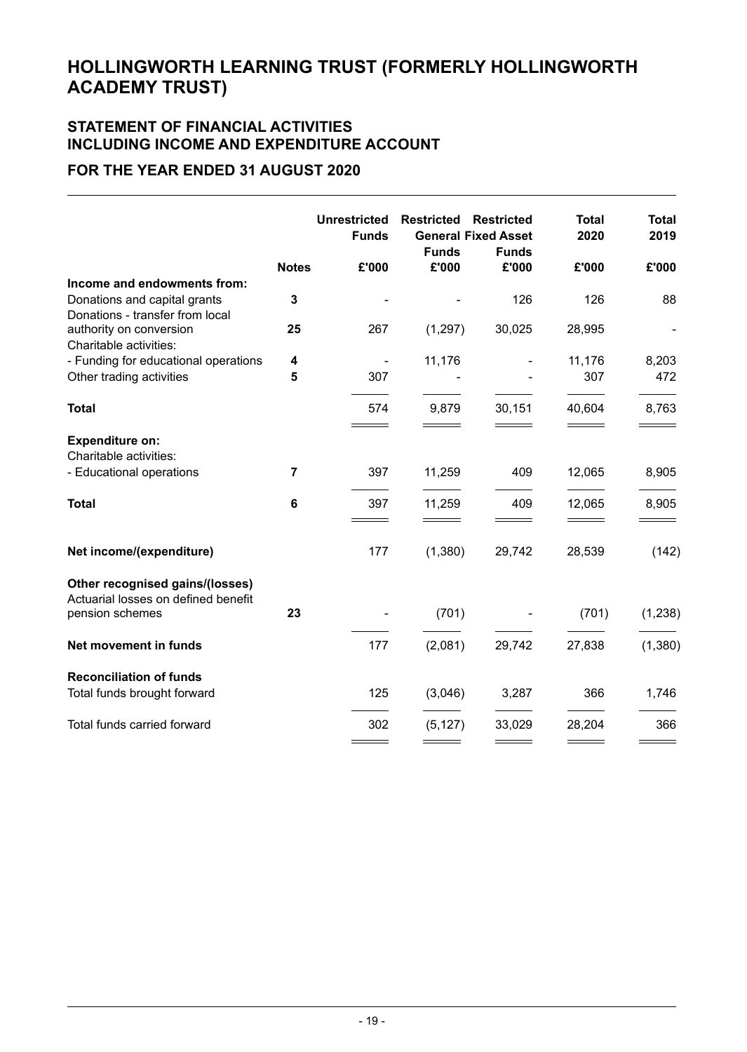# HOLLINGWORTH LEARNING TRUST (FORMERLY HOLLINGWORTH ACADEMY TRUST)

## STATEMENT OF FINANCIAL ACTIVITIES INCLUDING INCOME AND EXPENDITURE ACCOUNT

## FOR THE YEAR ENDED 31 AUGUST 2020

| | Notes | Unrestricted Funds £'000 | Restricted General Funds £'000 | Restricted Fixed Asset Funds £'000 | Total 2020 £'000 | Total 2019 £'000 |
|---|---|---|---|---|---|---|
| **Income and endowments from:** | | | | | | |
| Donations and capital grants | 3 | - | - | 126 | 126 | 88 |
| Donations - transfer from local authority on conversion | 25 | 267 | (1,297) | 30,025 | 28,995 | - |
| Charitable activities: | | | | | | |
| - Funding for educational operations | 4 | - | 11,176 | - | 11,176 | 8,203 |
| Other trading activities | 5 | 307 | - | - | 307 | 472 |
| **Total** | | 574 | 9,879 | 30,151 | 40,604 | 8,763 |
| **Expenditure on:** | | | | | | |
| Charitable activities: | | | | | | |
| - Educational operations | 7 | 397 | 11,259 | 409 | 12,065 | 8,905 |
| **Total** | 6 | 397 | 11,259 | 409 | 12,065 | 8,905 |
| **Net income/(expenditure)** | | 177 | (1,380) | 29,742 | 28,539 | (142) |
| **Other recognised gains/(losses)** | | | | | | |
| Actuarial losses on defined benefit pension schemes | 23 | - | (701) | - | (701) | (1,238) |
| **Net movement in funds** | | 177 | (2,081) | 29,742 | 27,838 | (1,380) |
| **Reconciliation of funds** | | | | | | |
| Total funds brought forward | | 125 | (3,046) | 3,287 | 366 | 1,746 |
| Total funds carried forward | | 302 | (5,127) | 33,029 | 28,204 | 366 |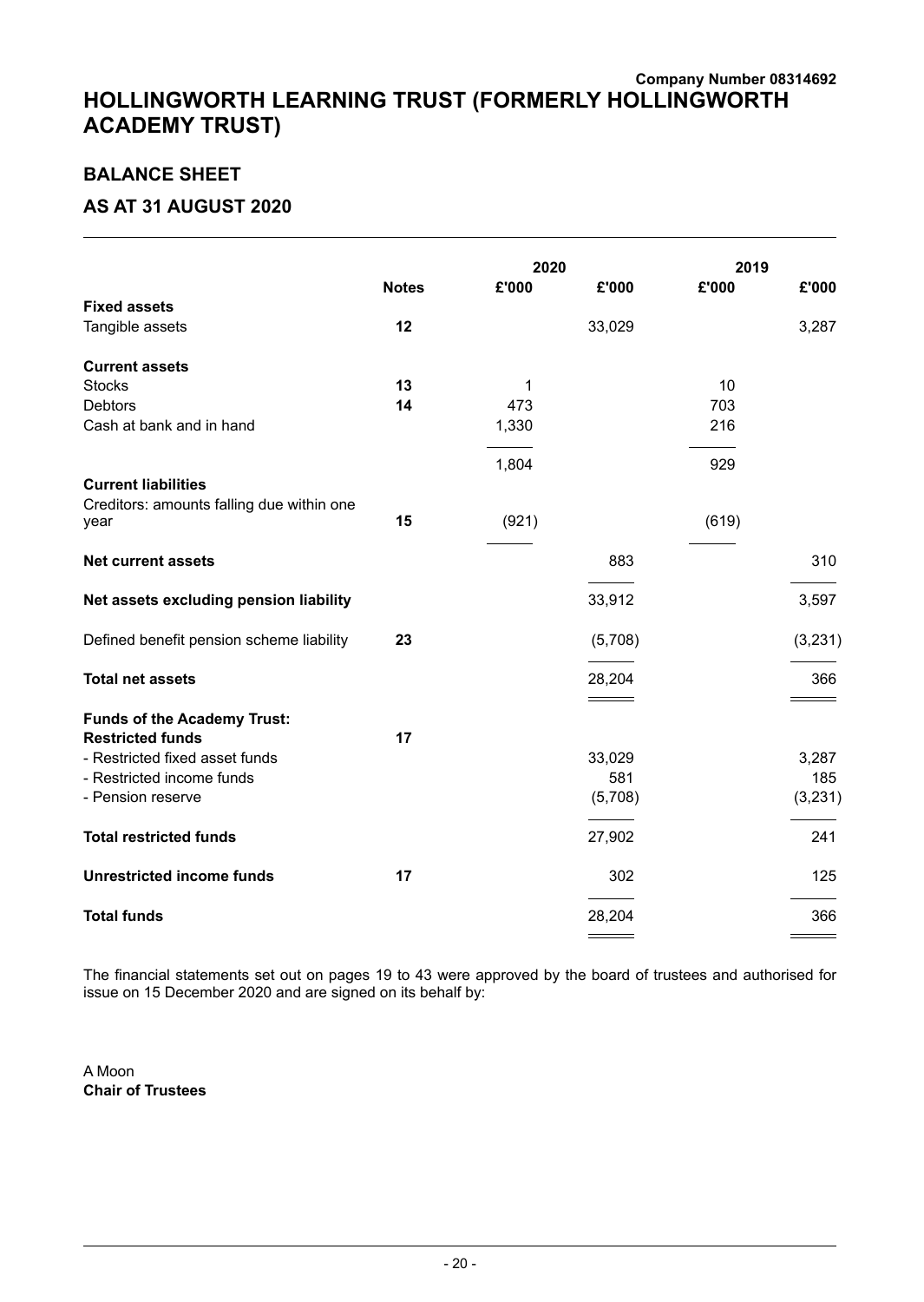Company Number 08314692

# HOLLINGWORTH LEARNING TRUST (FORMERLY HOLLINGWORTH ACADEMY TRUST)

## BALANCE SHEET

## AS AT 31 AUGUST 2020

| | Notes | 2020 £'000 | 2020 £'000 | 2019 £'000 | 2019 £'000 |
|---|---|---|---|---|---|
| **Fixed assets** | | | | | |
| Tangible assets | **12** | | 33,029 | | 3,287 |
| **Current assets** | | | | | |
| Stocks | **13** | 1 | | 10 | |
| Debtors | **14** | 473 | | 703 | |
| Cash at bank and in hand | | 1,330 | | 216 | |
| | | 1,804 | | 929 | |
| **Current liabilities** | | | | | |
| Creditors: amounts falling due within one year | **15** | (921) | | (619) | |
| **Net current assets** | | | 883 | | 310 |
| **Net assets excluding pension liability** | | | 33,912 | | 3,597 |
| Defined benefit pension scheme liability | **23** | | (5,708) | | (3,231) |
| **Total net assets** | | | 28,204 | | 366 |
| **Funds of the Academy Trust:** | | | | | |
| **Restricted funds** | **17** | | | | |
| - Restricted fixed asset funds | | | 33,029 | | 3,287 |
| - Restricted income funds | | | 581 | | 185 |
| - Pension reserve | | | (5,708) | | (3,231) |
| **Total restricted funds** | | | 27,902 | | 241 |
| **Unrestricted income funds** | **17** | | 302 | | 125 |
| **Total funds** | | | 28,204 | | 366 |

The financial statements set out on pages 19 to 43 were approved by the board of trustees and authorised for issue on 15 December 2020 and are signed on its behalf by:

A Moon
**Chair of Trustees**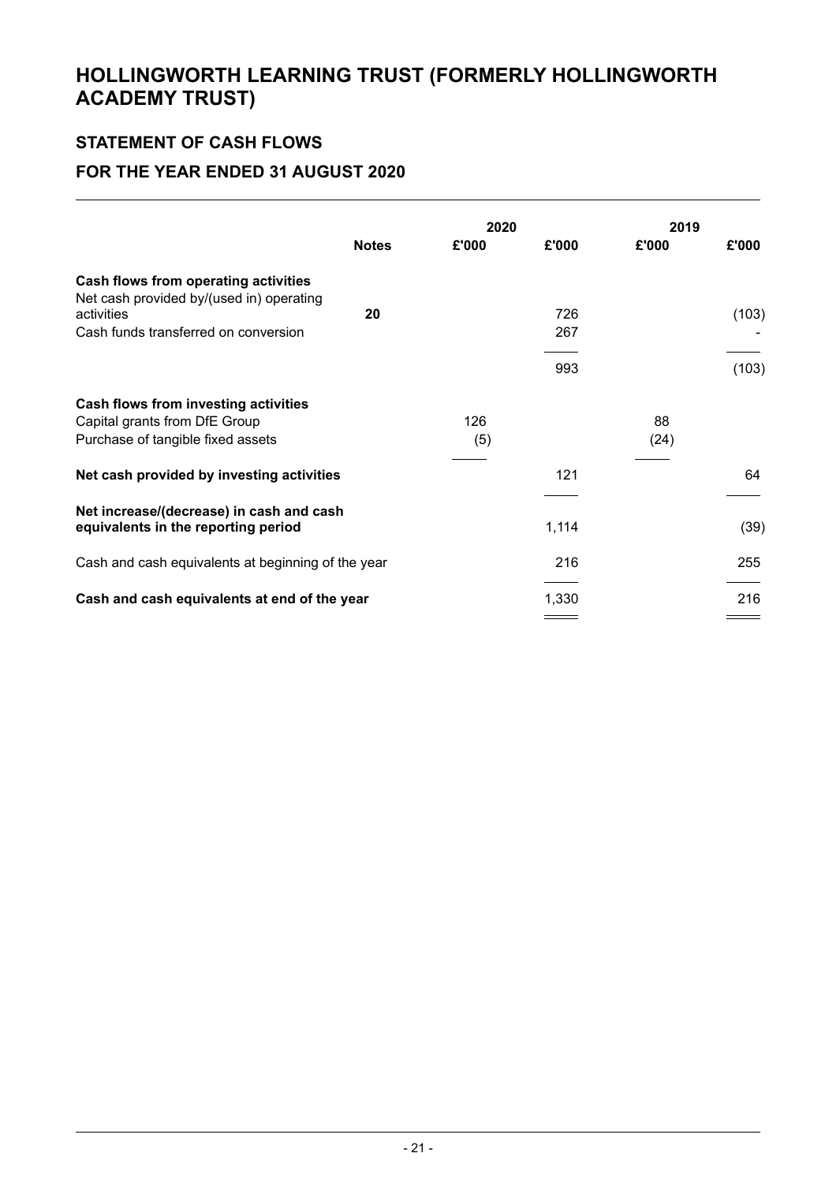# HOLLINGWORTH LEARNING TRUST (FORMERLY HOLLINGWORTH ACADEMY TRUST)

## STATEMENT OF CASH FLOWS

## FOR THE YEAR ENDED 31 AUGUST 2020

| | Notes | 2020 £'000 | 2020 £'000 | 2019 £'000 | 2019 £'000 |
|---|---|---|---|---|---|
| **Cash flows from operating activities** | | | | | |
| Net cash provided by/(used in) operating activities | **20** | | 726 | | (103) |
| Cash funds transferred on conversion | | | 267 | | - |
| | | | 993 | | (103) |
| **Cash flows from investing activities** | | | | | |
| Capital grants from DfE Group | | 126 | | 88 | |
| Purchase of tangible fixed assets | | (5) | | (24) | |
| **Net cash provided by investing activities** | | | 121 | | 64 |
| **Net increase/(decrease) in cash and cash equivalents in the reporting period** | | | 1,114 | | (39) |
| Cash and cash equivalents at beginning of the year | | | 216 | | 255 |
| **Cash and cash equivalents at end of the year** | | | 1,330 | | 216 |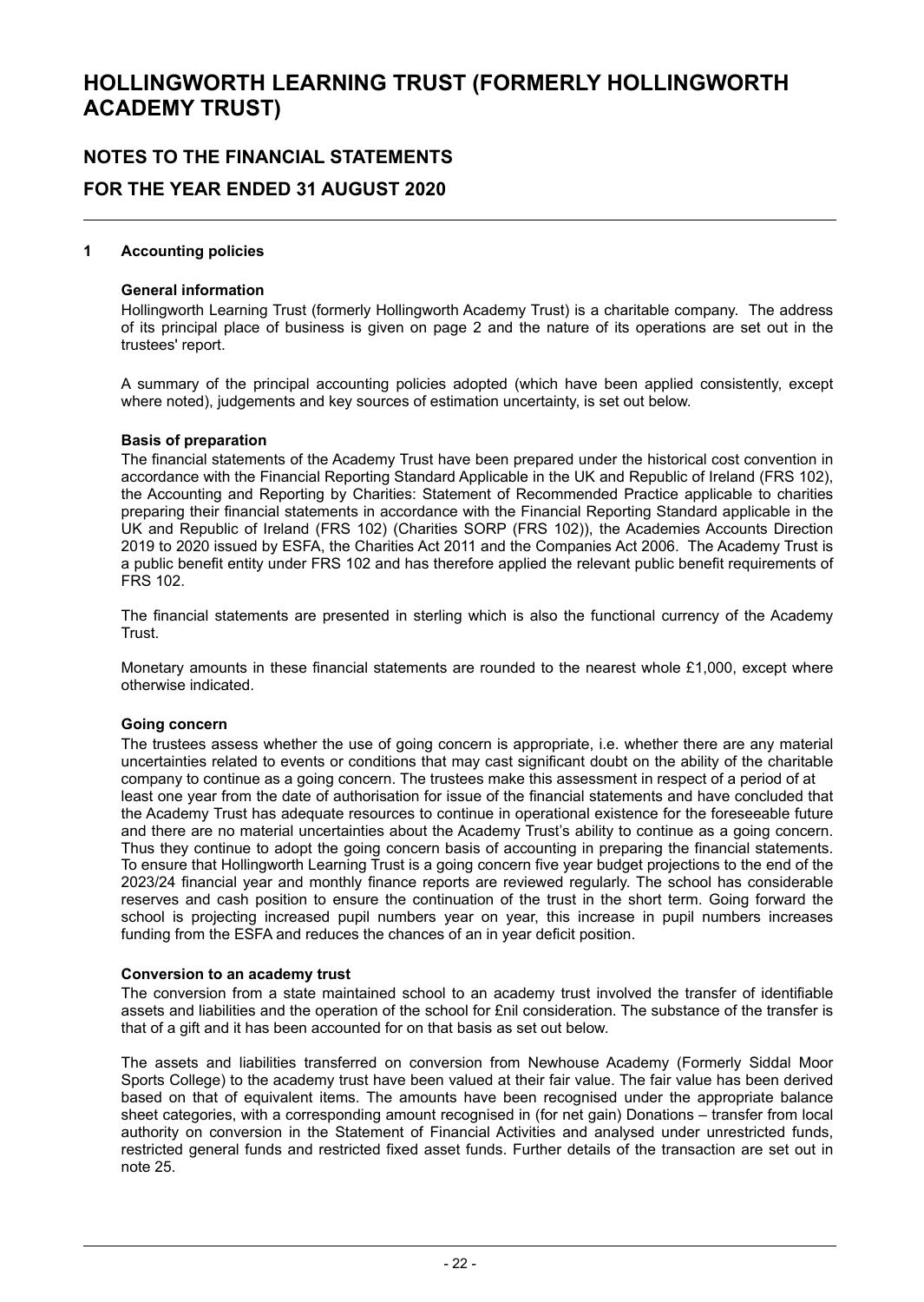# HOLLINGWORTH LEARNING TRUST (FORMERLY HOLLINGWORTH ACADEMY TRUST)

## NOTES TO THE FINANCIAL STATEMENTS

## FOR THE YEAR ENDED 31 AUGUST 2020

### 1 Accounting policies

**General information**

Hollingworth Learning Trust (formerly Hollingworth Academy Trust) is a charitable company. The address of its principal place of business is given on page 2 and the nature of its operations are set out in the trustees' report.

A summary of the principal accounting policies adopted (which have been applied consistently, except where noted), judgements and key sources of estimation uncertainty, is set out below.

**Basis of preparation**

The financial statements of the Academy Trust have been prepared under the historical cost convention in accordance with the Financial Reporting Standard Applicable in the UK and Republic of Ireland (FRS 102), the Accounting and Reporting by Charities: Statement of Recommended Practice applicable to charities preparing their financial statements in accordance with the Financial Reporting Standard applicable in the UK and Republic of Ireland (FRS 102) (Charities SORP (FRS 102)), the Academies Accounts Direction 2019 to 2020 issued by ESFA, the Charities Act 2011 and the Companies Act 2006. The Academy Trust is a public benefit entity under FRS 102 and has therefore applied the relevant public benefit requirements of FRS 102.

The financial statements are presented in sterling which is also the functional currency of the Academy Trust.

Monetary amounts in these financial statements are rounded to the nearest whole £1,000, except where otherwise indicated.

**Going concern**

The trustees assess whether the use of going concern is appropriate, i.e. whether there are any material uncertainties related to events or conditions that may cast significant doubt on the ability of the charitable company to continue as a going concern. The trustees make this assessment in respect of a period of at least one year from the date of authorisation for issue of the financial statements and have concluded that the Academy Trust has adequate resources to continue in operational existence for the foreseeable future and there are no material uncertainties about the Academy Trust's ability to continue as a going concern. Thus they continue to adopt the going concern basis of accounting in preparing the financial statements. To ensure that Hollingworth Learning Trust is a going concern five year budget projections to the end of the 2023/24 financial year and monthly finance reports are reviewed regularly. The school has considerable reserves and cash position to ensure the continuation of the trust in the short term. Going forward the school is projecting increased pupil numbers year on year, this increase in pupil numbers increases funding from the ESFA and reduces the chances of an in year deficit position.

**Conversion to an academy trust**

The conversion from a state maintained school to an academy trust involved the transfer of identifiable assets and liabilities and the operation of the school for £nil consideration. The substance of the transfer is that of a gift and it has been accounted for on that basis as set out below.

The assets and liabilities transferred on conversion from Newhouse Academy (Formerly Siddal Moor Sports College) to the academy trust have been valued at their fair value. The fair value has been derived based on that of equivalent items. The amounts have been recognised under the appropriate balance sheet categories, with a corresponding amount recognised in (for net gain) Donations – transfer from local authority on conversion in the Statement of Financial Activities and analysed under unrestricted funds, restricted general funds and restricted fixed asset funds. Further details of the transaction are set out in note 25.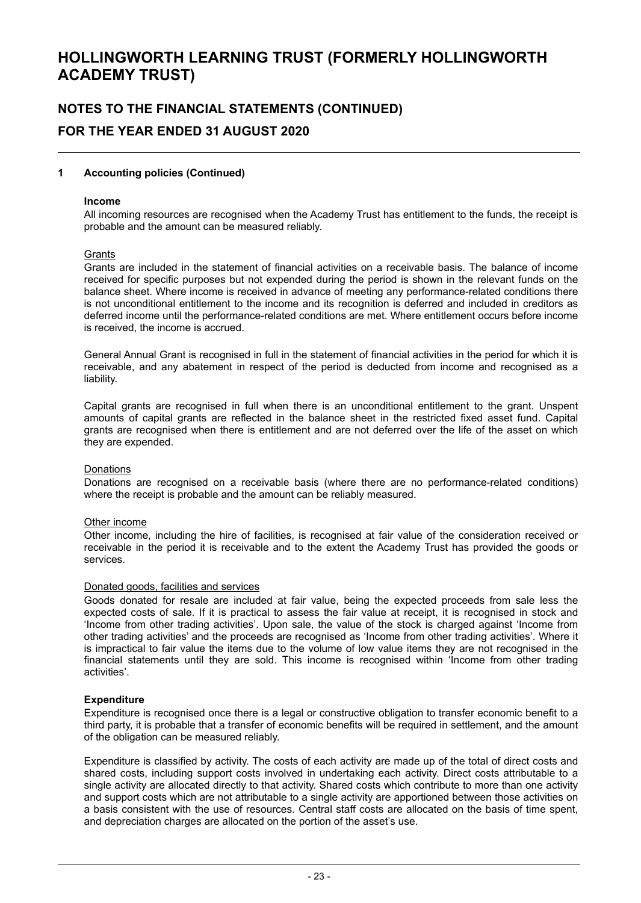# HOLLINGWORTH LEARNING TRUST (FORMERLY HOLLINGWORTH ACADEMY TRUST)

## NOTES TO THE FINANCIAL STATEMENTS (CONTINUED)
## FOR THE YEAR ENDED 31 AUGUST 2020

### 1 Accounting policies (Continued)

**Income**

All incoming resources are recognised when the Academy Trust has entitlement to the funds, the receipt is probable and the amount can be measured reliably.

Grants

Grants are included in the statement of financial activities on a receivable basis. The balance of income received for specific purposes but not expended during the period is shown in the relevant funds on the balance sheet. Where income is received in advance of meeting any performance-related conditions there is not unconditional entitlement to the income and its recognition is deferred and included in creditors as deferred income until the performance-related conditions are met. Where entitlement occurs before income is received, the income is accrued.

General Annual Grant is recognised in full in the statement of financial activities in the period for which it is receivable, and any abatement in respect of the period is deducted from income and recognised as a liability.

Capital grants are recognised in full when there is an unconditional entitlement to the grant. Unspent amounts of capital grants are reflected in the balance sheet in the restricted fixed asset fund. Capital grants are recognised when there is entitlement and are not deferred over the life of the asset on which they are expended.

Donations

Donations are recognised on a receivable basis (where there are no performance-related conditions) where the receipt is probable and the amount can be reliably measured.

Other income

Other income, including the hire of facilities, is recognised at fair value of the consideration received or receivable in the period it is receivable and to the extent the Academy Trust has provided the goods or services.

Donated goods, facilities and services

Goods donated for resale are included at fair value, being the expected proceeds from sale less the expected costs of sale. If it is practical to assess the fair value at receipt, it is recognised in stock and 'Income from other trading activities'. Upon sale, the value of the stock is charged against 'Income from other trading activities' and the proceeds are recognised as 'Income from other trading activities'. Where it is impractical to fair value the items due to the volume of low value items they are not recognised in the financial statements until they are sold. This income is recognised within 'Income from other trading activities'.

**Expenditure**

Expenditure is recognised once there is a legal or constructive obligation to transfer economic benefit to a third party, it is probable that a transfer of economic benefits will be required in settlement, and the amount of the obligation can be measured reliably.

Expenditure is classified by activity. The costs of each activity are made up of the total of direct costs and shared costs, including support costs involved in undertaking each activity. Direct costs attributable to a single activity are allocated directly to that activity. Shared costs which contribute to more than one activity and support costs which are not attributable to a single activity are apportioned between those activities on a basis consistent with the use of resources. Central staff costs are allocated on the basis of time spent, and depreciation charges are allocated on the portion of the asset's use.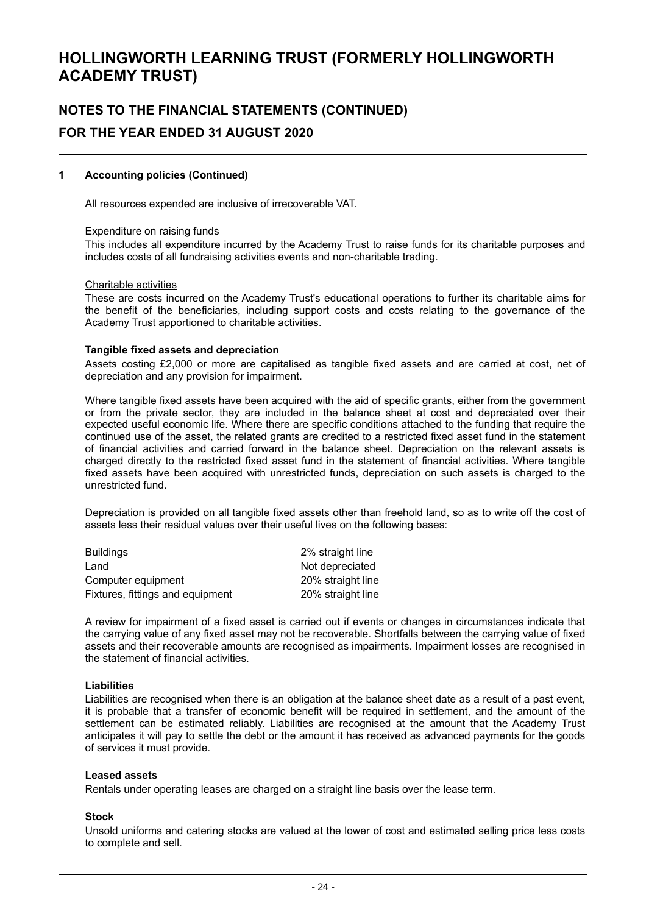# HOLLINGWORTH LEARNING TRUST (FORMERLY HOLLINGWORTH ACADEMY TRUST)

## NOTES TO THE FINANCIAL STATEMENTS (CONTINUED)

## FOR THE YEAR ENDED 31 AUGUST 2020

### 1 Accounting policies (Continued)

All resources expended are inclusive of irrecoverable VAT.

Expenditure on raising funds

This includes all expenditure incurred by the Academy Trust to raise funds for its charitable purposes and includes costs of all fundraising activities events and non-charitable trading.

Charitable activities

These are costs incurred on the Academy Trust's educational operations to further its charitable aims for the benefit of the beneficiaries, including support costs and costs relating to the governance of the Academy Trust apportioned to charitable activities.

**Tangible fixed assets and depreciation**

Assets costing £2,000 or more are capitalised as tangible fixed assets and are carried at cost, net of depreciation and any provision for impairment.

Where tangible fixed assets have been acquired with the aid of specific grants, either from the government or from the private sector, they are included in the balance sheet at cost and depreciated over their expected useful economic life. Where there are specific conditions attached to the funding that require the continued use of the asset, the related grants are credited to a restricted fixed asset fund in the statement of financial activities and carried forward in the balance sheet. Depreciation on the relevant assets is charged directly to the restricted fixed asset fund in the statement of financial activities. Where tangible fixed assets have been acquired with unrestricted funds, depreciation on such assets is charged to the unrestricted fund.

Depreciation is provided on all tangible fixed assets other than freehold land, so as to write off the cost of assets less their residual values over their useful lives on the following bases:

| | |
|---|---|
| Buildings | 2% straight line |
| Land | Not depreciated |
| Computer equipment | 20% straight line |
| Fixtures, fittings and equipment | 20% straight line |

A review for impairment of a fixed asset is carried out if events or changes in circumstances indicate that the carrying value of any fixed asset may not be recoverable. Shortfalls between the carrying value of fixed assets and their recoverable amounts are recognised as impairments. Impairment losses are recognised in the statement of financial activities.

**Liabilities**

Liabilities are recognised when there is an obligation at the balance sheet date as a result of a past event, it is probable that a transfer of economic benefit will be required in settlement, and the amount of the settlement can be estimated reliably. Liabilities are recognised at the amount that the Academy Trust anticipates it will pay to settle the debt or the amount it has received as advanced payments for the goods of services it must provide.

**Leased assets**

Rentals under operating leases are charged on a straight line basis over the lease term.

**Stock**

Unsold uniforms and catering stocks are valued at the lower of cost and estimated selling price less costs to complete and sell.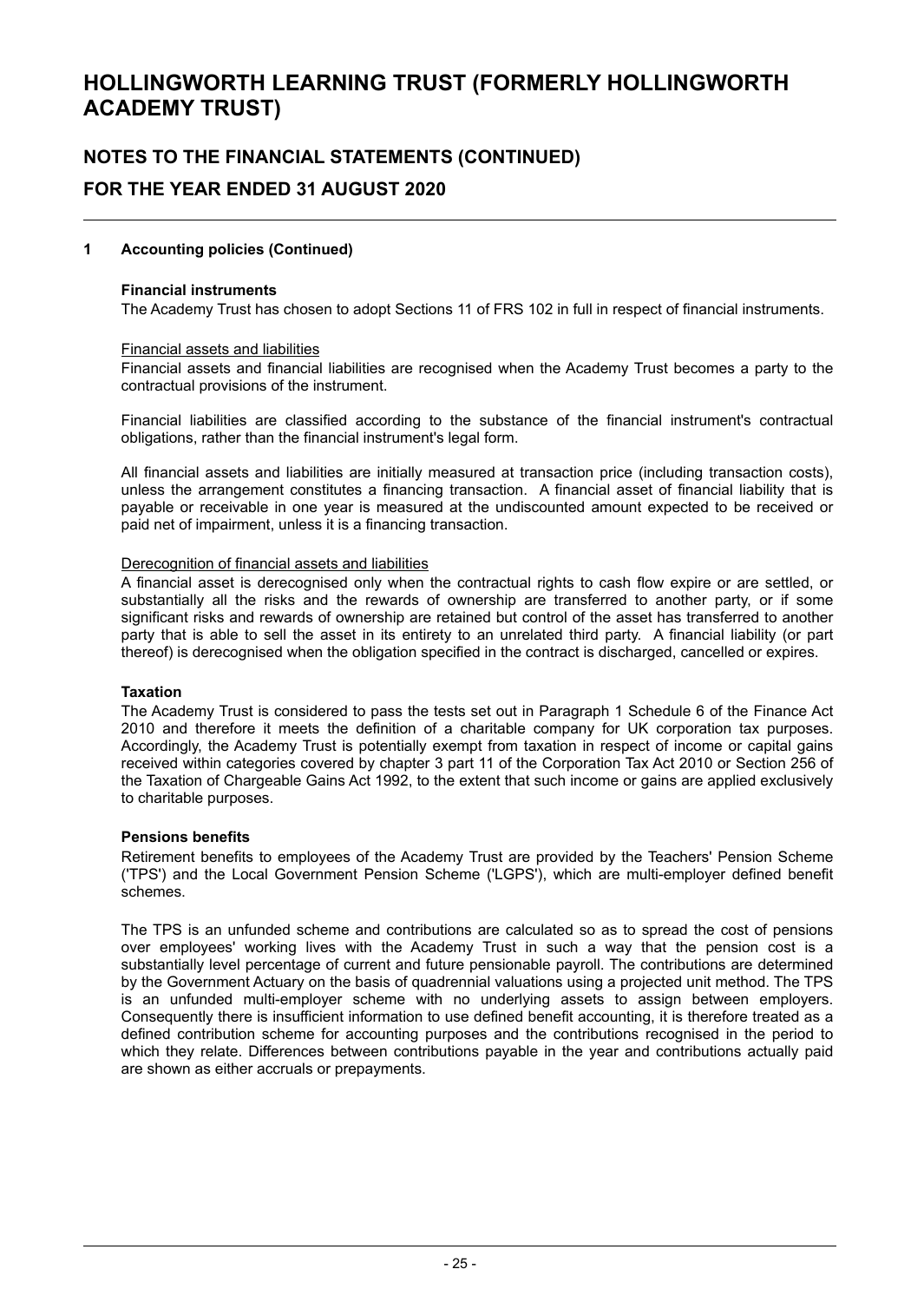## 1 Accounting policies (Continued)

### Financial instruments

The Academy Trust has chosen to adopt Sections 11 of FRS 102 in full in respect of financial instruments.

#### Financial assets and liabilities

Financial assets and financial liabilities are recognised when the Academy Trust becomes a party to the contractual provisions of the instrument.

Financial liabilities are classified according to the substance of the financial instrument's contractual obligations, rather than the financial instrument's legal form.

All financial assets and liabilities are initially measured at transaction price (including transaction costs), unless the arrangement constitutes a financing transaction. A financial asset of financial liability that is payable or receivable in one year is measured at the undiscounted amount expected to be received or paid net of impairment, unless it is a financing transaction.

#### Derecognition of financial assets and liabilities

A financial asset is derecognised only when the contractual rights to cash flow expire or are settled, or substantially all the risks and the rewards of ownership are transferred to another party, or if some significant risks and rewards of ownership are retained but control of the asset has transferred to another party that is able to sell the asset in its entirety to an unrelated third party. A financial liability (or part thereof) is derecognised when the obligation specified in the contract is discharged, cancelled or expires.

### Taxation

The Academy Trust is considered to pass the tests set out in Paragraph 1 Schedule 6 of the Finance Act 2010 and therefore it meets the definition of a charitable company for UK corporation tax purposes. Accordingly, the Academy Trust is potentially exempt from taxation in respect of income or capital gains received within categories covered by chapter 3 part 11 of the Corporation Tax Act 2010 or Section 256 of the Taxation of Chargeable Gains Act 1992, to the extent that such income or gains are applied exclusively to charitable purposes.

### Pensions benefits

Retirement benefits to employees of the Academy Trust are provided by the Teachers' Pension Scheme ('TPS') and the Local Government Pension Scheme ('LGPS'), which are multi-employer defined benefit schemes.

The TPS is an unfunded scheme and contributions are calculated so as to spread the cost of pensions over employees' working lives with the Academy Trust in such a way that the pension cost is a substantially level percentage of current and future pensionable payroll. The contributions are determined by the Government Actuary on the basis of quadrennial valuations using a projected unit method. The TPS is an unfunded multi-employer scheme with no underlying assets to assign between employers. Consequently there is insufficient information to use defined benefit accounting, it is therefore treated as a defined contribution scheme for accounting purposes and the contributions recognised in the period to which they relate. Differences between contributions payable in the year and contributions actually paid are shown as either accruals or prepayments.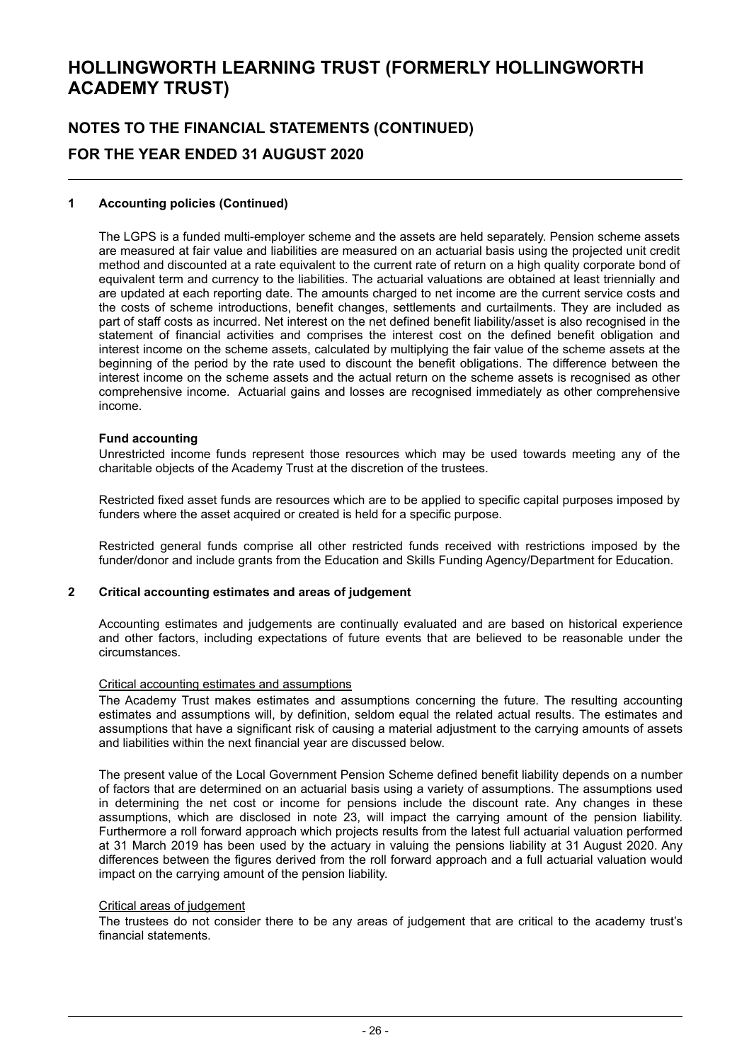# HOLLINGWORTH LEARNING TRUST (FORMERLY HOLLINGWORTH ACADEMY TRUST)

## NOTES TO THE FINANCIAL STATEMENTS (CONTINUED)

## FOR THE YEAR ENDED 31 AUGUST 2020

### 1 Accounting policies (Continued)

The LGPS is a funded multi-employer scheme and the assets are held separately. Pension scheme assets are measured at fair value and liabilities are measured on an actuarial basis using the projected unit credit method and discounted at a rate equivalent to the current rate of return on a high quality corporate bond of equivalent term and currency to the liabilities. The actuarial valuations are obtained at least triennially and are updated at each reporting date. The amounts charged to net income are the current service costs and the costs of scheme introductions, benefit changes, settlements and curtailments. They are included as part of staff costs as incurred. Net interest on the net defined benefit liability/asset is also recognised in the statement of financial activities and comprises the interest cost on the defined benefit obligation and interest income on the scheme assets, calculated by multiplying the fair value of the scheme assets at the beginning of the period by the rate used to discount the benefit obligations. The difference between the interest income on the scheme assets and the actual return on the scheme assets is recognised as other comprehensive income. Actuarial gains and losses are recognised immediately as other comprehensive income.

**Fund accounting**

Unrestricted income funds represent those resources which may be used towards meeting any of the charitable objects of the Academy Trust at the discretion of the trustees.

Restricted fixed asset funds are resources which are to be applied to specific capital purposes imposed by funders where the asset acquired or created is held for a specific purpose.

Restricted general funds comprise all other restricted funds received with restrictions imposed by the funder/donor and include grants from the Education and Skills Funding Agency/Department for Education.

### 2 Critical accounting estimates and areas of judgement

Accounting estimates and judgements are continually evaluated and are based on historical experience and other factors, including expectations of future events that are believed to be reasonable under the circumstances.

Critical accounting estimates and assumptions

The Academy Trust makes estimates and assumptions concerning the future. The resulting accounting estimates and assumptions will, by definition, seldom equal the related actual results. The estimates and assumptions that have a significant risk of causing a material adjustment to the carrying amounts of assets and liabilities within the next financial year are discussed below.

The present value of the Local Government Pension Scheme defined benefit liability depends on a number of factors that are determined on an actuarial basis using a variety of assumptions. The assumptions used in determining the net cost or income for pensions include the discount rate. Any changes in these assumptions, which are disclosed in note 23, will impact the carrying amount of the pension liability. Furthermore a roll forward approach which projects results from the latest full actuarial valuation performed at 31 March 2019 has been used by the actuary in valuing the pensions liability at 31 August 2020. Any differences between the figures derived from the roll forward approach and a full actuarial valuation would impact on the carrying amount of the pension liability.

Critical areas of judgement

The trustees do not consider there to be any areas of judgement that are critical to the academy trust's financial statements.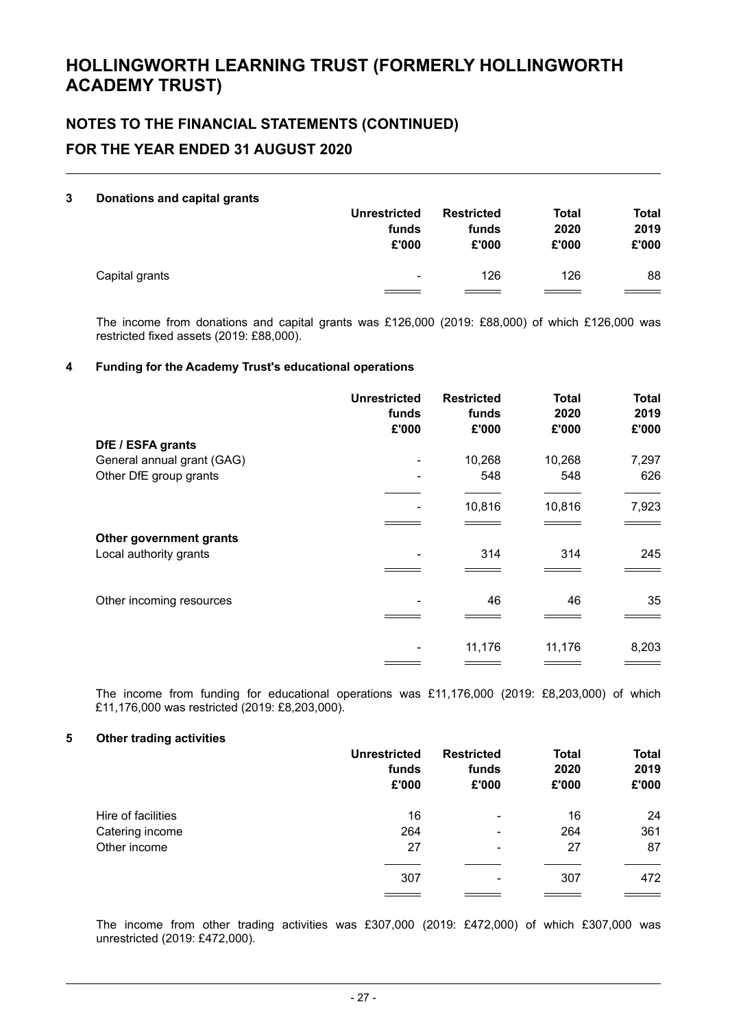# HOLLINGWORTH LEARNING TRUST (FORMERLY HOLLINGWORTH ACADEMY TRUST)

## NOTES TO THE FINANCIAL STATEMENTS (CONTINUED)

## FOR THE YEAR ENDED 31 AUGUST 2020

### 3 Donations and capital grants

| | Unrestricted funds £'000 | Restricted funds £'000 | Total 2020 £'000 | Total 2019 £'000 |
|---|---|---|---|---|
| Capital grants | - | 126 | 126 | 88 |

The income from donations and capital grants was £126,000 (2019: £88,000) of which £126,000 was restricted fixed assets (2019: £88,000).

### 4 Funding for the Academy Trust's educational operations

| | Unrestricted funds £'000 | Restricted funds £'000 | Total 2020 £'000 | Total 2019 £'000 |
|---|---|---|---|---|
| **DfE / ESFA grants** | | | | |
| General annual grant (GAG) | - | 10,268 | 10,268 | 7,297 |
| Other DfE group grants | - | 548 | 548 | 626 |
| | - | 10,816 | 10,816 | 7,923 |
| **Other government grants** | | | | |
| Local authority grants | - | 314 | 314 | 245 |
| Other incoming resources | - | 46 | 46 | 35 |
| | - | 11,176 | 11,176 | 8,203 |

The income from funding for educational operations was £11,176,000 (2019: £8,203,000) of which £11,176,000 was restricted (2019: £8,203,000).

### 5 Other trading activities

| | Unrestricted funds £'000 | Restricted funds £'000 | Total 2020 £'000 | Total 2019 £'000 |
|---|---|---|---|---|
| Hire of facilities | 16 | - | 16 | 24 |
| Catering income | 264 | - | 264 | 361 |
| Other income | 27 | - | 27 | 87 |
| | 307 | - | 307 | 472 |

The income from other trading activities was £307,000 (2019: £472,000) of which £307,000 was unrestricted (2019: £472,000).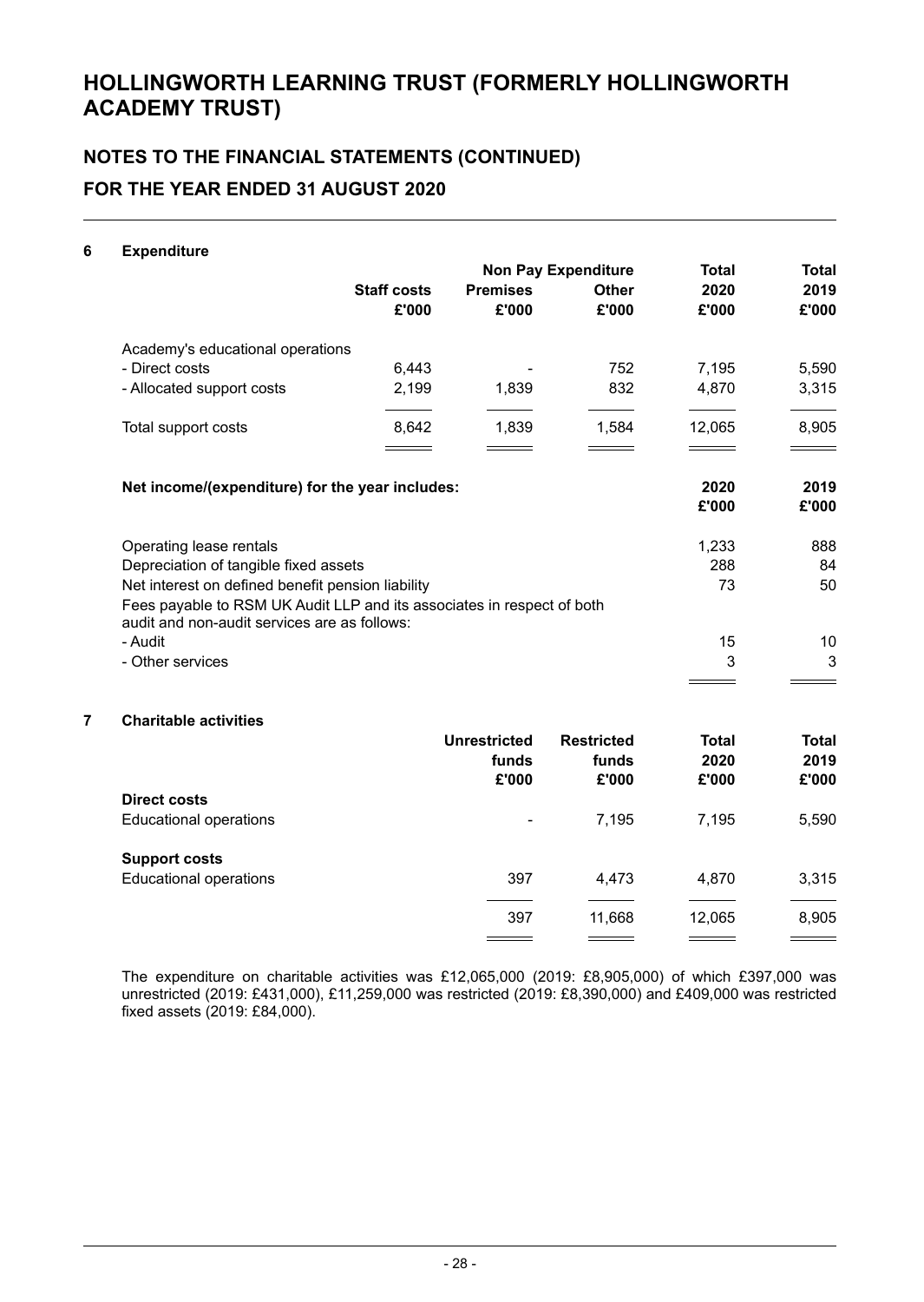# HOLLINGWORTH LEARNING TRUST (FORMERLY HOLLINGWORTH ACADEMY TRUST)

## NOTES TO THE FINANCIAL STATEMENTS (CONTINUED)

## FOR THE YEAR ENDED 31 AUGUST 2020

### 6 Expenditure

| | | Non Pay Expenditure | | Total | Total |
|---|---|---|---|---|---|
| | Staff costs | Premises | Other | 2020 | 2019 |
| | £'000 | £'000 | £'000 | £'000 | £'000 |
| Academy's educational operations | | | | | |
| - Direct costs | 6,443 | - | 752 | 7,195 | 5,590 |
| - Allocated support costs | 2,199 | 1,839 | 832 | 4,870 | 3,315 |
| Total support costs | 8,642 | 1,839 | 1,584 | 12,065 | 8,905 |

| Net income/(expenditure) for the year includes: | 2020 | 2019 |
|---|---|---|
| | £'000 | £'000 |
| Operating lease rentals | 1,233 | 888 |
| Depreciation of tangible fixed assets | 288 | 84 |
| Net interest on defined benefit pension liability | 73 | 50 |
| Fees payable to RSM UK Audit LLP and its associates in respect of both audit and non-audit services are as follows: | | |
| - Audit | 15 | 10 |
| - Other services | 3 | 3 |

### 7 Charitable activities

| | Unrestricted funds | Restricted funds | Total 2020 | Total 2019 |
|---|---|---|---|---|
| | £'000 | £'000 | £'000 | £'000 |
| **Direct costs** | | | | |
| Educational operations | - | 7,195 | 7,195 | 5,590 |
| **Support costs** | | | | |
| Educational operations | 397 | 4,473 | 4,870 | 3,315 |
| | 397 | 11,668 | 12,065 | 8,905 |

The expenditure on charitable activities was £12,065,000 (2019: £8,905,000) of which £397,000 was unrestricted (2019: £431,000), £11,259,000 was restricted (2019: £8,390,000) and £409,000 was restricted fixed assets (2019: £84,000).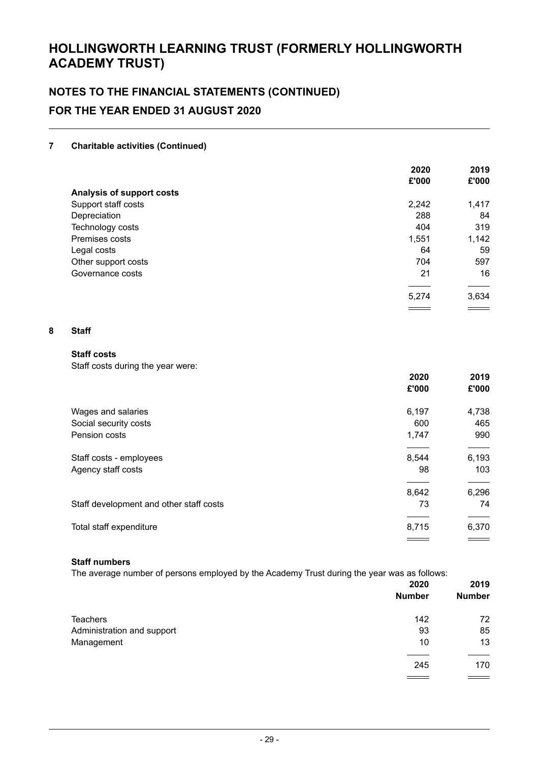# HOLLINGWORTH LEARNING TRUST (FORMERLY HOLLINGWORTH ACADEMY TRUST)

## NOTES TO THE FINANCIAL STATEMENTS (CONTINUED)

## FOR THE YEAR ENDED 31 AUGUST 2020

### 7 Charitable activities (Continued)

| | 2020 £'000 | 2019 £'000 |
|---|---|---|
| **Analysis of support costs** | | |
| Support staff costs | 2,242 | 1,417 |
| Depreciation | 288 | 84 |
| Technology costs | 404 | 319 |
| Premises costs | 1,551 | 1,142 |
| Legal costs | 64 | 59 |
| Other support costs | 704 | 597 |
| Governance costs | 21 | 16 |
| | 5,274 | 3,634 |

### 8 Staff

**Staff costs**

Staff costs during the year were:

| | 2020 £'000 | 2019 £'000 |
|---|---|---|
| Wages and salaries | 6,197 | 4,738 |
| Social security costs | 600 | 465 |
| Pension costs | 1,747 | 990 |
| Staff costs - employees | 8,544 | 6,193 |
| Agency staff costs | 98 | 103 |
| | 8,642 | 6,296 |
| Staff development and other staff costs | 73 | 74 |
| Total staff expenditure | 8,715 | 6,370 |

**Staff numbers**

The average number of persons employed by the Academy Trust during the year was as follows:

| | 2020 Number | 2019 Number |
|---|---|---|
| Teachers | 142 | 72 |
| Administration and support | 93 | 85 |
| Management | 10 | 13 |
| | 245 | 170 |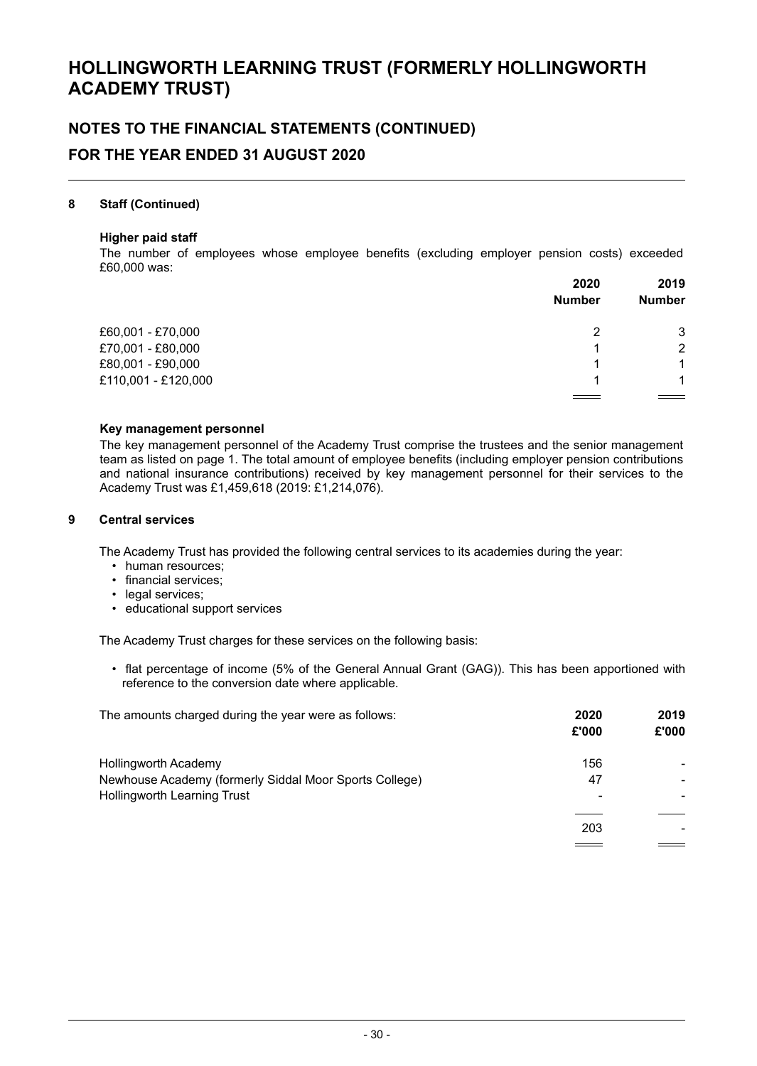# HOLLINGWORTH LEARNING TRUST (FORMERLY HOLLINGWORTH ACADEMY TRUST)

## NOTES TO THE FINANCIAL STATEMENTS (CONTINUED)

## FOR THE YEAR ENDED 31 AUGUST 2020

### 8 Staff (Continued)

**Higher paid staff**

The number of employees whose employee benefits (excluding employer pension costs) exceeded £60,000 was:

| | 2020 Number | 2019 Number |
|---|---|---|
| £60,001 - £70,000 | 2 | 3 |
| £70,001 - £80,000 | 1 | 2 |
| £80,001 - £90,000 | 1 | 1 |
| £110,001 - £120,000 | 1 | 1 |

**Key management personnel**

The key management personnel of the Academy Trust comprise the trustees and the senior management team as listed on page 1. The total amount of employee benefits (including employer pension contributions and national insurance contributions) received by key management personnel for their services to the Academy Trust was £1,459,618 (2019: £1,214,076).

### 9 Central services

The Academy Trust has provided the following central services to its academies during the year:

- human resources;
- financial services;
- legal services;
- educational support services

The Academy Trust charges for these services on the following basis:

- flat percentage of income (5% of the General Annual Grant (GAG)). This has been apportioned with reference to the conversion date where applicable.

| The amounts charged during the year were as follows: | 2020 £'000 | 2019 £'000 |
|---|---|---|
| Hollingworth Academy | 156 | - |
| Newhouse Academy (formerly Siddal Moor Sports College) | 47 | - |
| Hollingworth Learning Trust | - | - |
| | 203 | - |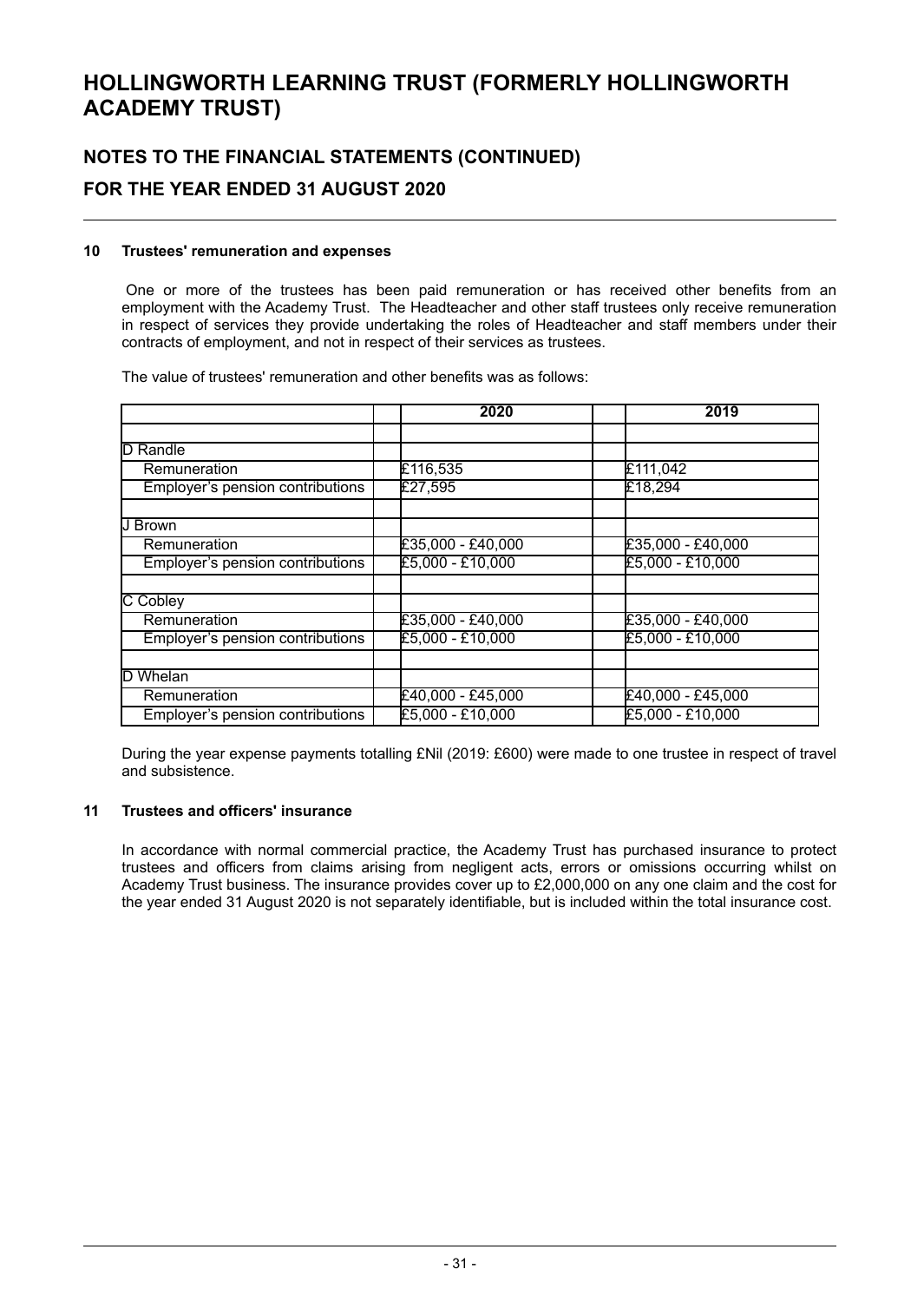# HOLLINGWORTH LEARNING TRUST (FORMERLY HOLLINGWORTH ACADEMY TRUST)

## NOTES TO THE FINANCIAL STATEMENTS (CONTINUED)

## FOR THE YEAR ENDED 31 AUGUST 2020

### 10 Trustees' remuneration and expenses

One or more of the trustees has been paid remuneration or has received other benefits from an employment with the Academy Trust. The Headteacher and other staff trustees only receive remuneration in respect of services they provide undertaking the roles of Headteacher and staff members under their contracts of employment, and not in respect of their services as trustees.

The value of trustees' remuneration and other benefits was as follows:

| | 2020 | 2019 |
|---|---|---|
| | | |
| D Randle | | |
| Remuneration | £116,535 | £111,042 |
| Employer's pension contributions | £27,595 | £18,294 |
| | | |
| J Brown | | |
| Remuneration | £35,000 - £40,000 | £35,000 - £40,000 |
| Employer's pension contributions | £5,000 - £10,000 | £5,000 - £10,000 |
| | | |
| C Cobley | | |
| Remuneration | £35,000 - £40,000 | £35,000 - £40,000 |
| Employer's pension contributions | £5,000 - £10,000 | £5,000 - £10,000 |
| | | |
| D Whelan | | |
| Remuneration | £40,000 - £45,000 | £40,000 - £45,000 |
| Employer's pension contributions | £5,000 - £10,000 | £5,000 - £10,000 |

During the year expense payments totalling £Nil (2019: £600) were made to one trustee in respect of travel and subsistence.

### 11 Trustees and officers' insurance

In accordance with normal commercial practice, the Academy Trust has purchased insurance to protect trustees and officers from claims arising from negligent acts, errors or omissions occurring whilst on Academy Trust business. The insurance provides cover up to £2,000,000 on any one claim and the cost for the year ended 31 August 2020 is not separately identifiable, but is included within the total insurance cost.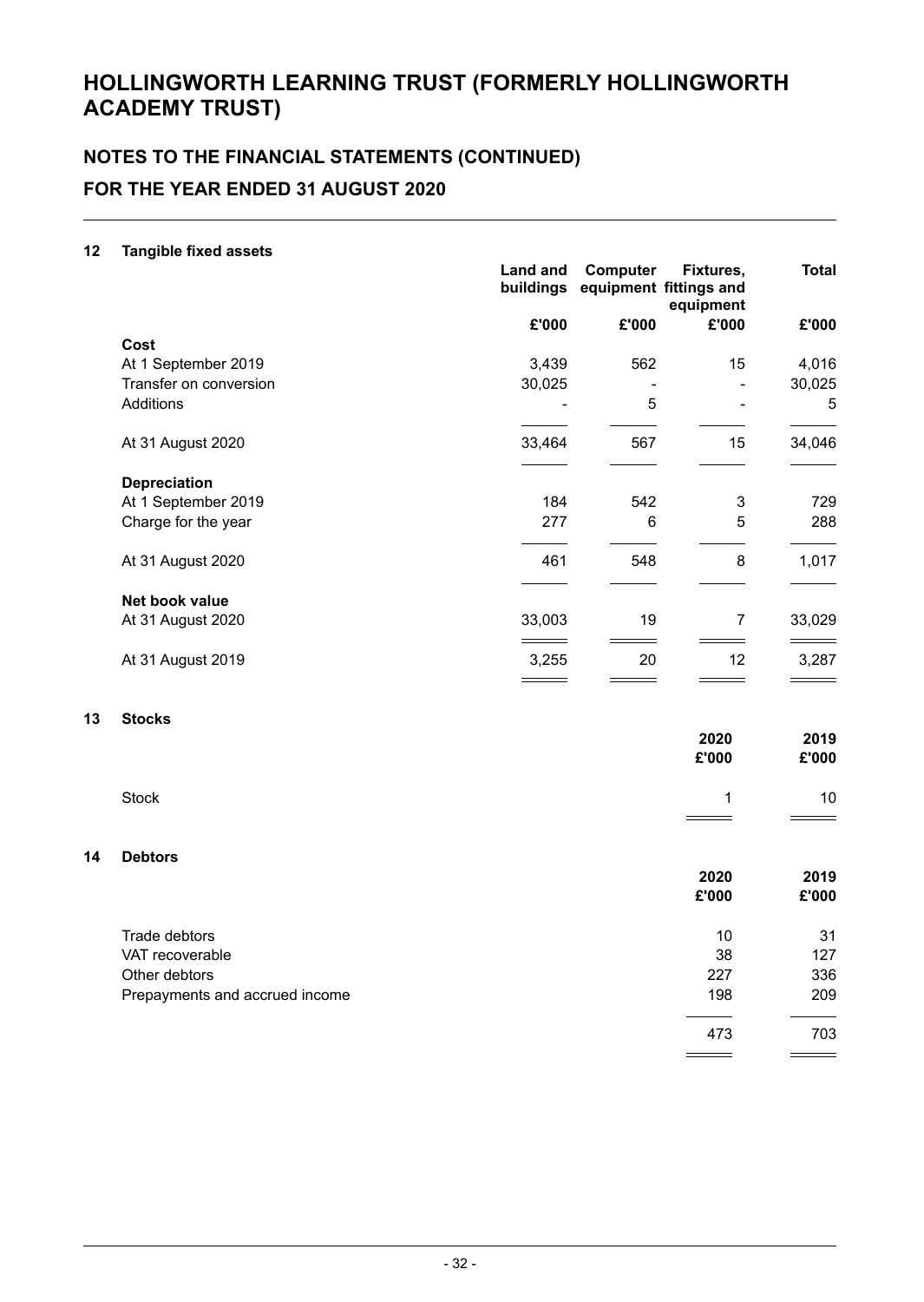# HOLLINGWORTH LEARNING TRUST (FORMERLY HOLLINGWORTH ACADEMY TRUST)

## NOTES TO THE FINANCIAL STATEMENTS (CONTINUED)
## FOR THE YEAR ENDED 31 AUGUST 2020

### 12 Tangible fixed assets

| | Land and buildings | Computer equipment | Fixtures, fittings and equipment | Total |
|---|---|---|---|---|
| | £'000 | £'000 | £'000 | £'000 |
| **Cost** | | | | |
| At 1 September 2019 | 3,439 | 562 | 15 | 4,016 |
| Transfer on conversion | 30,025 | - | - | 30,025 |
| Additions | - | 5 | - | 5 |
| At 31 August 2020 | 33,464 | 567 | 15 | 34,046 |
| **Depreciation** | | | | |
| At 1 September 2019 | 184 | 542 | 3 | 729 |
| Charge for the year | 277 | 6 | 5 | 288 |
| At 31 August 2020 | 461 | 548 | 8 | 1,017 |
| **Net book value** | | | | |
| At 31 August 2020 | 33,003 | 19 | 7 | 33,029 |
| At 31 August 2019 | 3,255 | 20 | 12 | 3,287 |

### 13 Stocks

| | 2020 | 2019 |
|---|---|---|
| | £'000 | £'000 |
| Stock | 1 | 10 |

### 14 Debtors

| | 2020 | 2019 |
|---|---|---|
| | £'000 | £'000 |
| Trade debtors | 10 | 31 |
| VAT recoverable | 38 | 127 |
| Other debtors | 227 | 336 |
| Prepayments and accrued income | 198 | 209 |
| | 473 | 703 |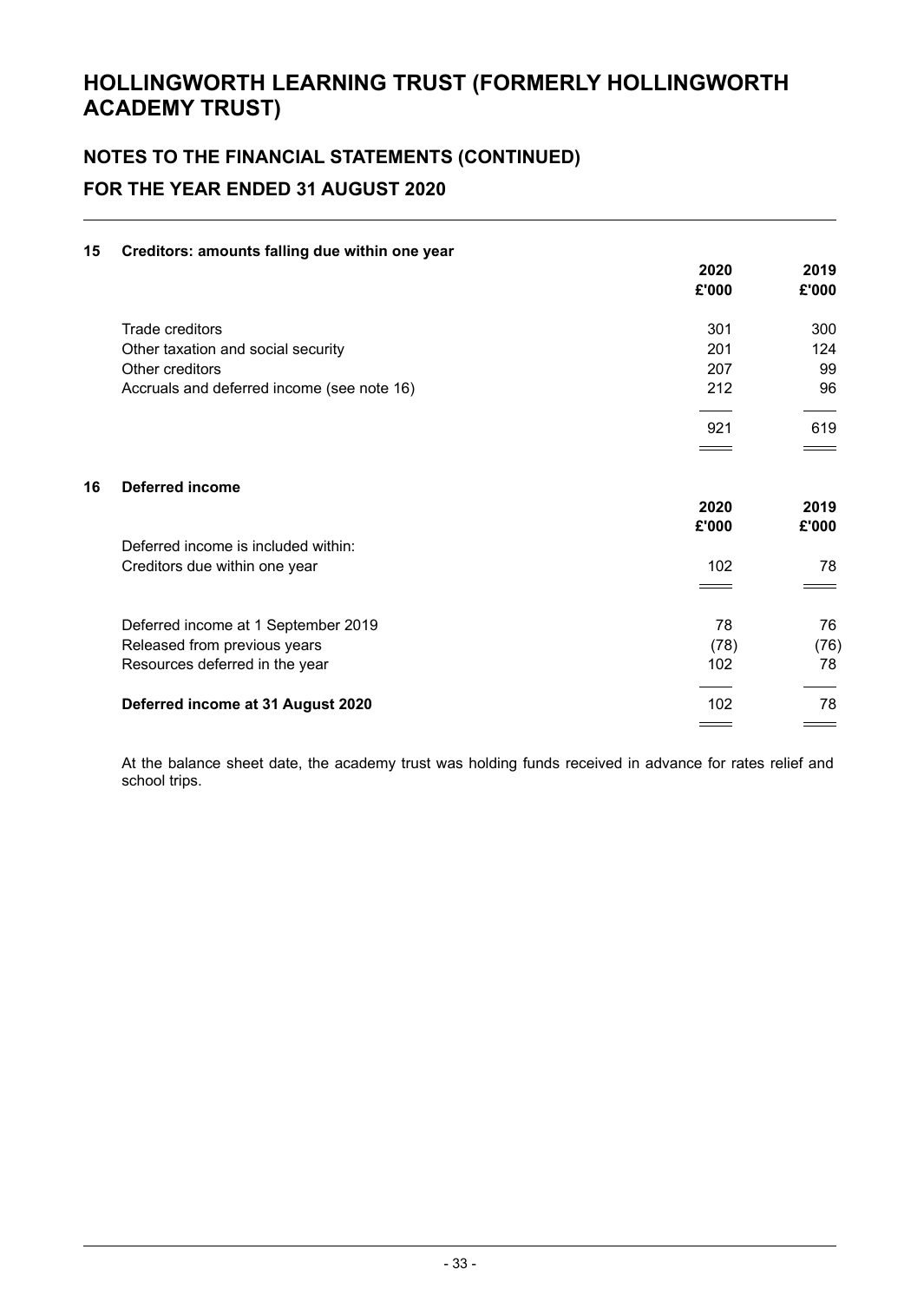# HOLLINGWORTH LEARNING TRUST (FORMERLY HOLLINGWORTH ACADEMY TRUST)

## NOTES TO THE FINANCIAL STATEMENTS (CONTINUED)

## FOR THE YEAR ENDED 31 AUGUST 2020

### 15 Creditors: amounts falling due within one year

| | 2020 £'000 | 2019 £'000 |
|---|---|---|
| Trade creditors | 301 | 300 |
| Other taxation and social security | 201 | 124 |
| Other creditors | 207 | 99 |
| Accruals and deferred income (see note 16) | 212 | 96 |
| | 921 | 619 |

### 16 Deferred income

| | 2020 £'000 | 2019 £'000 |
|---|---|---|
| Deferred income is included within: | | |
| Creditors due within one year | 102 | 78 |
| | | |
| Deferred income at 1 September 2019 | 78 | 76 |
| Released from previous years | (78) | (76) |
| Resources deferred in the year | 102 | 78 |
| **Deferred income at 31 August 2020** | 102 | 78 |

At the balance sheet date, the academy trust was holding funds received in advance for rates relief and school trips.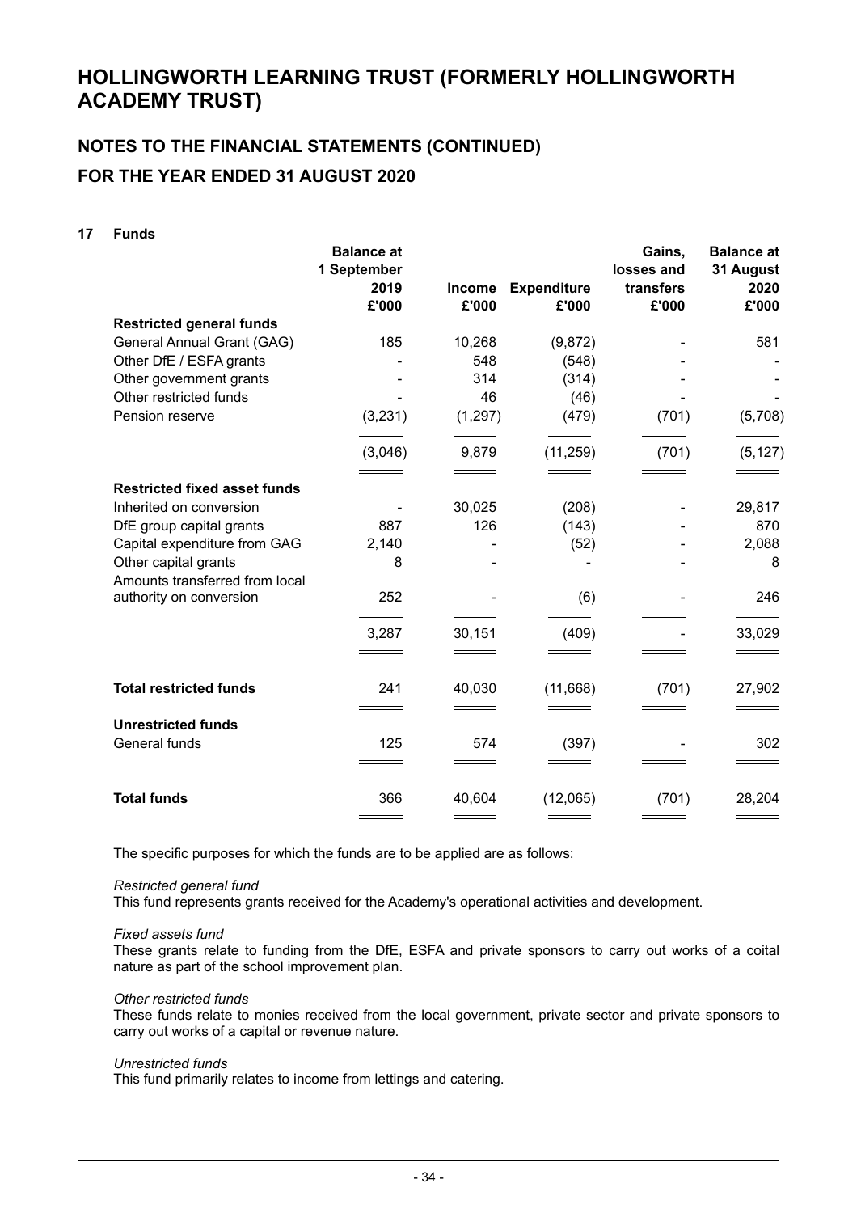# HOLLINGWORTH LEARNING TRUST (FORMERLY HOLLINGWORTH ACADEMY TRUST)

## NOTES TO THE FINANCIAL STATEMENTS (CONTINUED)

## FOR THE YEAR ENDED 31 AUGUST 2020

### 17 Funds

| | Balance at 1 September 2019 £'000 | Income £'000 | Expenditure £'000 | Gains, losses and transfers £'000 | Balance at 31 August 2020 £'000 |
|---|---|---|---|---|---|
| **Restricted general funds** | | | | | |
| General Annual Grant (GAG) | 185 | 10,268 | (9,872) | - | 581 |
| Other DfE / ESFA grants | - | 548 | (548) | - | - |
| Other government grants | - | 314 | (314) | - | - |
| Other restricted funds | - | 46 | (46) | - | - |
| Pension reserve | (3,231) | (1,297) | (479) | (701) | (5,708) |
| | (3,046) | 9,879 | (11,259) | (701) | (5,127) |
| **Restricted fixed asset funds** | | | | | |
| Inherited on conversion | - | 30,025 | (208) | - | 29,817 |
| DfE group capital grants | 887 | 126 | (143) | - | 870 |
| Capital expenditure from GAG | 2,140 | - | (52) | - | 2,088 |
| Other capital grants | 8 | - | - | - | 8 |
| Amounts transferred from local authority on conversion | 252 | - | (6) | - | 246 |
| | 3,287 | 30,151 | (409) | - | 33,029 |
| **Total restricted funds** | 241 | 40,030 | (11,668) | (701) | 27,902 |
| **Unrestricted funds** | | | | | |
| General funds | 125 | 574 | (397) | - | 302 |
| **Total funds** | 366 | 40,604 | (12,065) | (701) | 28,204 |

The specific purposes for which the funds are to be applied are as follows:

*Restricted general fund*
This fund represents grants received for the Academy's operational activities and development.

*Fixed assets fund*
These grants relate to funding from the DfE, ESFA and private sponsors to carry out works of a coital nature as part of the school improvement plan.

*Other restricted funds*
These funds relate to monies received from the local government, private sector and private sponsors to carry out works of a capital or revenue nature.

*Unrestricted funds*
This fund primarily relates to income from lettings and catering.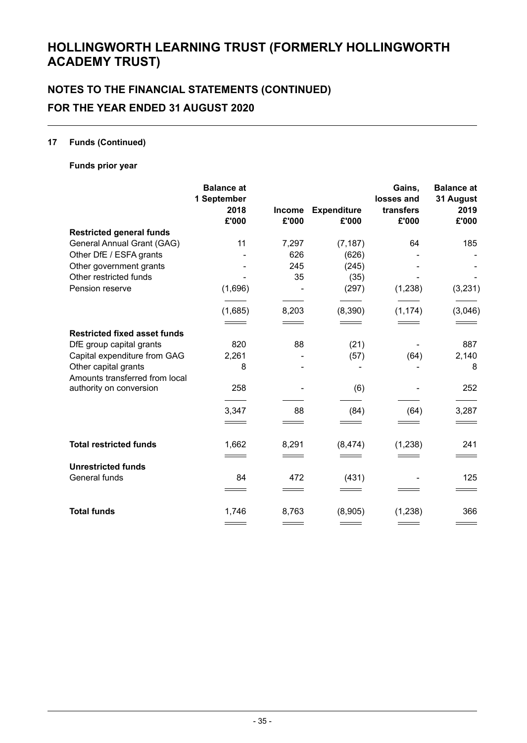# HOLLINGWORTH LEARNING TRUST (FORMERLY HOLLINGWORTH ACADEMY TRUST)

## NOTES TO THE FINANCIAL STATEMENTS (CONTINUED)

## FOR THE YEAR ENDED 31 AUGUST 2020

### 17 Funds (Continued)

**Funds prior year**

| | Balance at 1 September 2018 £'000 | Income £'000 | Expenditure £'000 | Gains, losses and transfers £'000 | Balance at 31 August 2019 £'000 |
|---|---|---|---|---|---|
| **Restricted general funds** | | | | | |
| General Annual Grant (GAG) | 11 | 7,297 | (7,187) | 64 | 185 |
| Other DfE / ESFA grants | - | 626 | (626) | - | - |
| Other government grants | - | 245 | (245) | - | - |
| Other restricted funds | - | 35 | (35) | - | - |
| Pension reserve | (1,696) | - | (297) | (1,238) | (3,231) |
| | (1,685) | 8,203 | (8,390) | (1,174) | (3,046) |
| **Restricted fixed asset funds** | | | | | |
| DfE group capital grants | 820 | 88 | (21) | - | 887 |
| Capital expenditure from GAG | 2,261 | - | (57) | (64) | 2,140 |
| Other capital grants | 8 | - | - | - | 8 |
| Amounts transferred from local authority on conversion | 258 | - | (6) | - | 252 |
| | 3,347 | 88 | (84) | (64) | 3,287 |
| **Total restricted funds** | 1,662 | 8,291 | (8,474) | (1,238) | 241 |
| **Unrestricted funds** | | | | | |
| General funds | 84 | 472 | (431) | - | 125 |
| **Total funds** | 1,746 | 8,763 | (8,905) | (1,238) | 366 |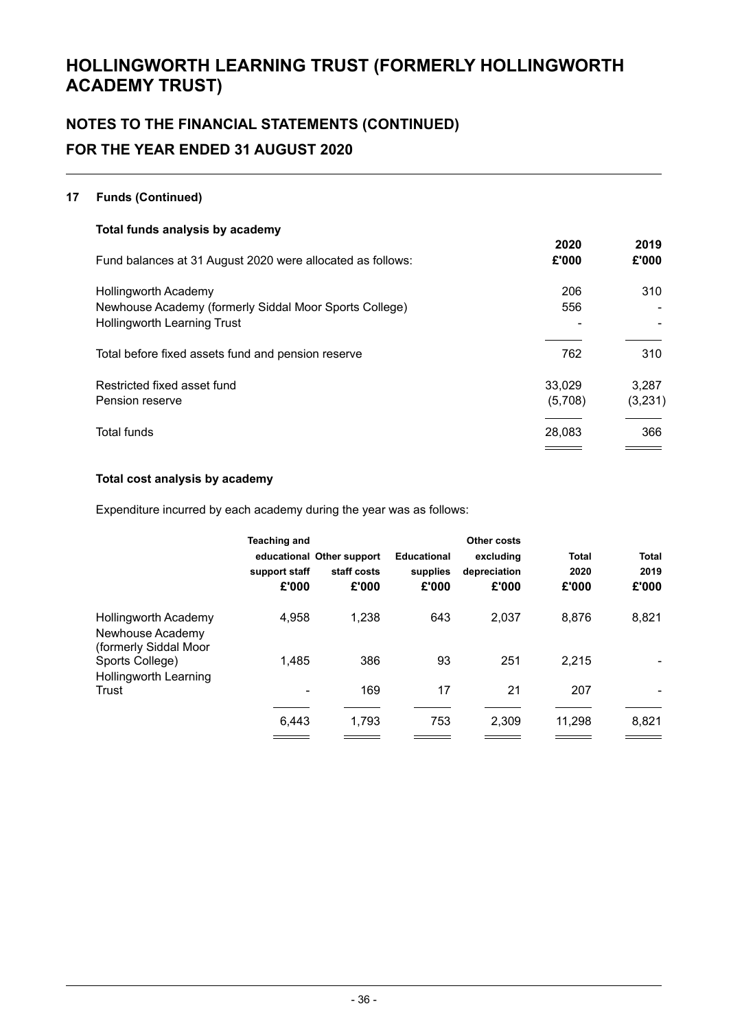# HOLLINGWORTH LEARNING TRUST (FORMERLY HOLLINGWORTH ACADEMY TRUST)

## NOTES TO THE FINANCIAL STATEMENTS (CONTINUED)
## FOR THE YEAR ENDED 31 AUGUST 2020

### 17 Funds (Continued)

**Total funds analysis by academy**

| Fund balances at 31 August 2020 were allocated as follows: | 2020 £'000 | 2019 £'000 |
|---|---|---|
| Hollingworth Academy | 206 | 310 |
| Newhouse Academy (formerly Siddal Moor Sports College) | 556 | - |
| Hollingworth Learning Trust | - | - |
| Total before fixed assets fund and pension reserve | 762 | 310 |
| Restricted fixed asset fund | 33,029 | 3,287 |
| Pension reserve | (5,708) | (3,231) |
| Total funds | 28,083 | 366 |

**Total cost analysis by academy**

Expenditure incurred by each academy during the year was as follows:

| | Teaching and educational support staff £'000 | Other support staff costs £'000 | Educational supplies £'000 | Other costs excluding depreciation £'000 | Total 2020 £'000 | Total 2019 £'000 |
|---|---|---|---|---|---|---|
| Hollingworth Academy | 4,958 | 1,238 | 643 | 2,037 | 8,876 | 8,821 |
| Newhouse Academy (formerly Siddal Moor Sports College) | 1,485 | 386 | 93 | 251 | 2,215 | - |
| Hollingworth Learning Trust | - | 169 | 17 | 21 | 207 | - |
| | 6,443 | 1,793 | 753 | 2,309 | 11,298 | 8,821 |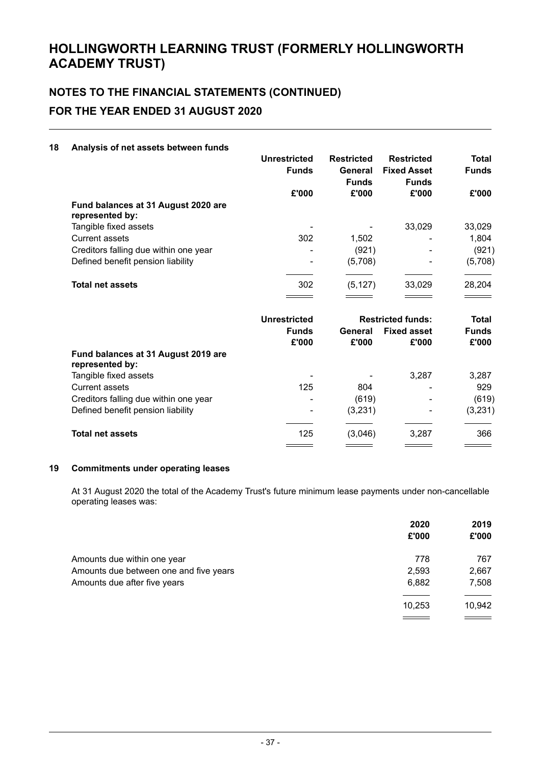# HOLLINGWORTH LEARNING TRUST (FORMERLY HOLLINGWORTH ACADEMY TRUST)

## NOTES TO THE FINANCIAL STATEMENTS (CONTINUED)

## FOR THE YEAR ENDED 31 AUGUST 2020

### 18 Analysis of net assets between funds

| | Unrestricted Funds | Restricted General Funds | Restricted Fixed Asset Funds | Total Funds |
|---|---|---|---|---|
| | £'000 | £'000 | £'000 | £'000 |
| **Fund balances at 31 August 2020 are represented by:** | | | | |
| Tangible fixed assets | - | - | 33,029 | 33,029 |
| Current assets | 302 | 1,502 | - | 1,804 |
| Creditors falling due within one year | - | (921) | - | (921) |
| Defined benefit pension liability | - | (5,708) | - | (5,708) |
| **Total net assets** | 302 | (5,127) | 33,029 | 28,204 |

| | Unrestricted | Restricted funds: | | Total |
|---|---|---|---|---|
| | Funds | General | Fixed asset | Funds |
| | £'000 | £'000 | £'000 | £'000 |
| **Fund balances at 31 August 2019 are represented by:** | | | | |
| Tangible fixed assets | - | - | 3,287 | 3,287 |
| Current assets | 125 | 804 | - | 929 |
| Creditors falling due within one year | - | (619) | - | (619) |
| Defined benefit pension liability | - | (3,231) | - | (3,231) |
| **Total net assets** | 125 | (3,046) | 3,287 | 366 |

### 19 Commitments under operating leases

At 31 August 2020 the total of the Academy Trust's future minimum lease payments under non-cancellable operating leases was:

| | 2020 | 2019 |
|---|---|---|
| | £'000 | £'000 |
| Amounts due within one year | 778 | 767 |
| Amounts due between one and five years | 2,593 | 2,667 |
| Amounts due after five years | 6,882 | 7,508 |
| | 10,253 | 10,942 |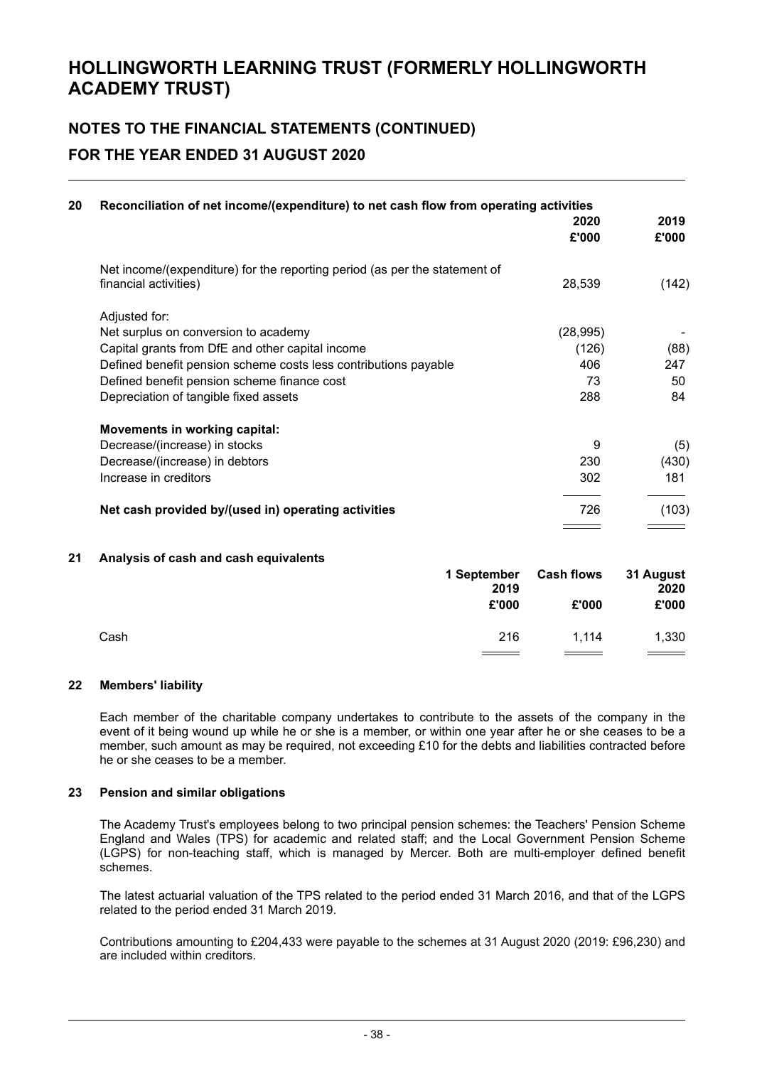# HOLLINGWORTH LEARNING TRUST (FORMERLY HOLLINGWORTH ACADEMY TRUST)

## NOTES TO THE FINANCIAL STATEMENTS (CONTINUED)

## FOR THE YEAR ENDED 31 AUGUST 2020

### 20 Reconciliation of net income/(expenditure) to net cash flow from operating activities

| | 2020 £'000 | 2019 £'000 |
|---|---|---|
| Net income/(expenditure) for the reporting period (as per the statement of financial activities) | 28,539 | (142) |
| Adjusted for: | | |
| Net surplus on conversion to academy | (28,995) | - |
| Capital grants from DfE and other capital income | (126) | (88) |
| Defined benefit pension scheme costs less contributions payable | 406 | 247 |
| Defined benefit pension scheme finance cost | 73 | 50 |
| Depreciation of tangible fixed assets | 288 | 84 |
| **Movements in working capital:** | | |
| Decrease/(increase) in stocks | 9 | (5) |
| Decrease/(increase) in debtors | 230 | (430) |
| Increase in creditors | 302 | 181 |
| **Net cash provided by/(used in) operating activities** | 726 | (103) |

### 21 Analysis of cash and cash equivalents

| | 1 September 2019 £'000 | Cash flows £'000 | 31 August 2020 £'000 |
|---|---|---|---|
| Cash | 216 | 1,114 | 1,330 |

### 22 Members' liability

Each member of the charitable company undertakes to contribute to the assets of the company in the event of it being wound up while he or she is a member, or within one year after he or she ceases to be a member, such amount as may be required, not exceeding £10 for the debts and liabilities contracted before he or she ceases to be a member.

### 23 Pension and similar obligations

The Academy Trust's employees belong to two principal pension schemes: the Teachers' Pension Scheme England and Wales (TPS) for academic and related staff; and the Local Government Pension Scheme (LGPS) for non-teaching staff, which is managed by Mercer. Both are multi-employer defined benefit schemes.

The latest actuarial valuation of the TPS related to the period ended 31 March 2016, and that of the LGPS related to the period ended 31 March 2019.

Contributions amounting to £204,433 were payable to the schemes at 31 August 2020 (2019: £96,230) and are included within creditors.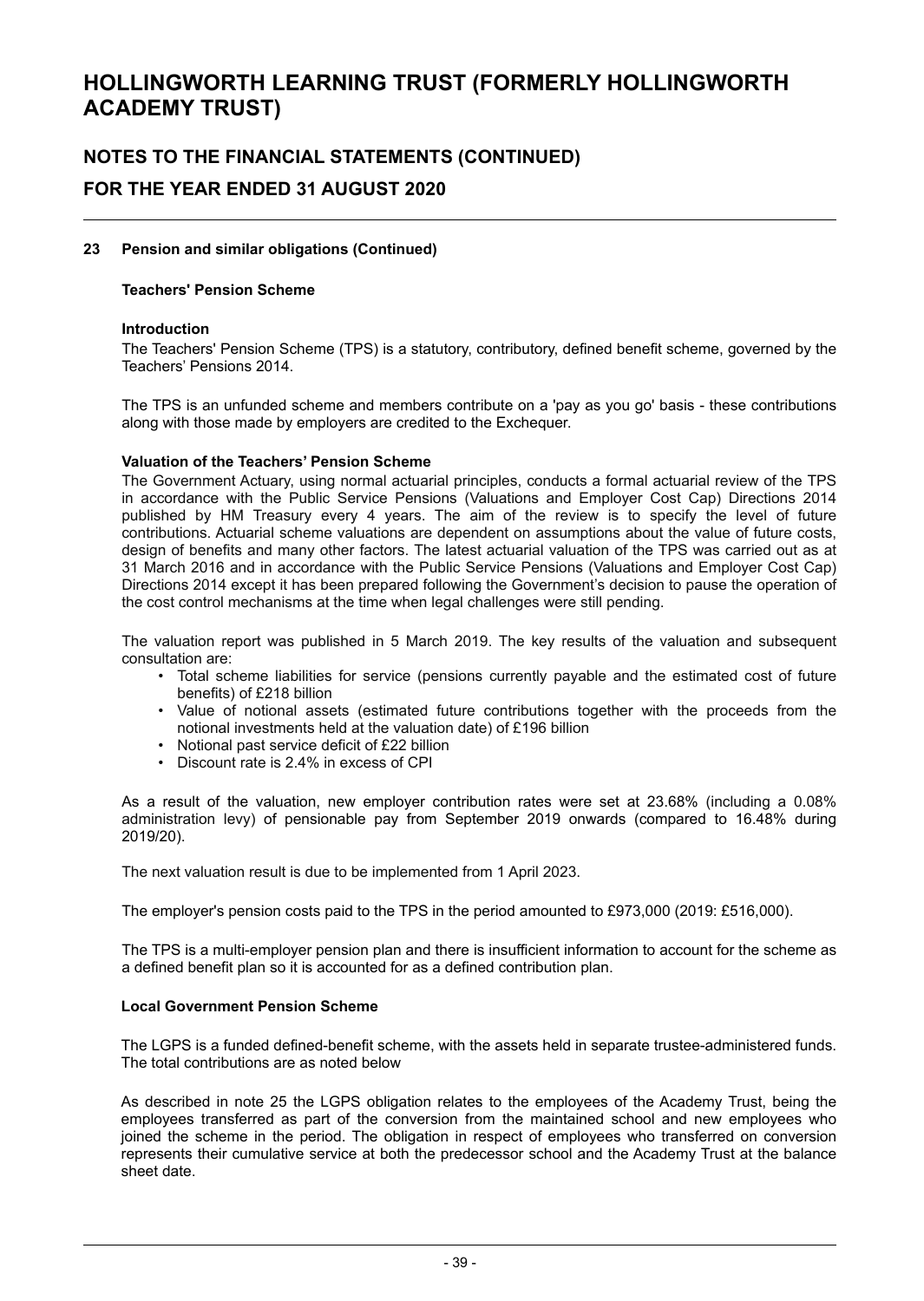## 23 Pension and similar obligations (Continued)

### Teachers' Pension Scheme

**Introduction**

The Teachers' Pension Scheme (TPS) is a statutory, contributory, defined benefit scheme, governed by the Teachers' Pensions 2014.

The TPS is an unfunded scheme and members contribute on a 'pay as you go' basis - these contributions along with those made by employers are credited to the Exchequer.

**Valuation of the Teachers' Pension Scheme**

The Government Actuary, using normal actuarial principles, conducts a formal actuarial review of the TPS in accordance with the Public Service Pensions (Valuations and Employer Cost Cap) Directions 2014 published by HM Treasury every 4 years. The aim of the review is to specify the level of future contributions. Actuarial scheme valuations are dependent on assumptions about the value of future costs, design of benefits and many other factors. The latest actuarial valuation of the TPS was carried out as at 31 March 2016 and in accordance with the Public Service Pensions (Valuations and Employer Cost Cap) Directions 2014 except it has been prepared following the Government's decision to pause the operation of the cost control mechanisms at the time when legal challenges were still pending.

The valuation report was published in 5 March 2019. The key results of the valuation and subsequent consultation are:

- Total scheme liabilities for service (pensions currently payable and the estimated cost of future benefits) of £218 billion
- Value of notional assets (estimated future contributions together with the proceeds from the notional investments held at the valuation date) of £196 billion
- Notional past service deficit of £22 billion
- Discount rate is 2.4% in excess of CPI

As a result of the valuation, new employer contribution rates were set at 23.68% (including a 0.08% administration levy) of pensionable pay from September 2019 onwards (compared to 16.48% during 2019/20).

The next valuation result is due to be implemented from 1 April 2023.

The employer's pension costs paid to the TPS in the period amounted to £973,000 (2019: £516,000).

The TPS is a multi-employer pension plan and there is insufficient information to account for the scheme as a defined benefit plan so it is accounted for as a defined contribution plan.

### Local Government Pension Scheme

The LGPS is a funded defined-benefit scheme, with the assets held in separate trustee-administered funds. The total contributions are as noted below

As described in note 25 the LGPS obligation relates to the employees of the Academy Trust, being the employees transferred as part of the conversion from the maintained school and new employees who joined the scheme in the period. The obligation in respect of employees who transferred on conversion represents their cumulative service at both the predecessor school and the Academy Trust at the balance sheet date.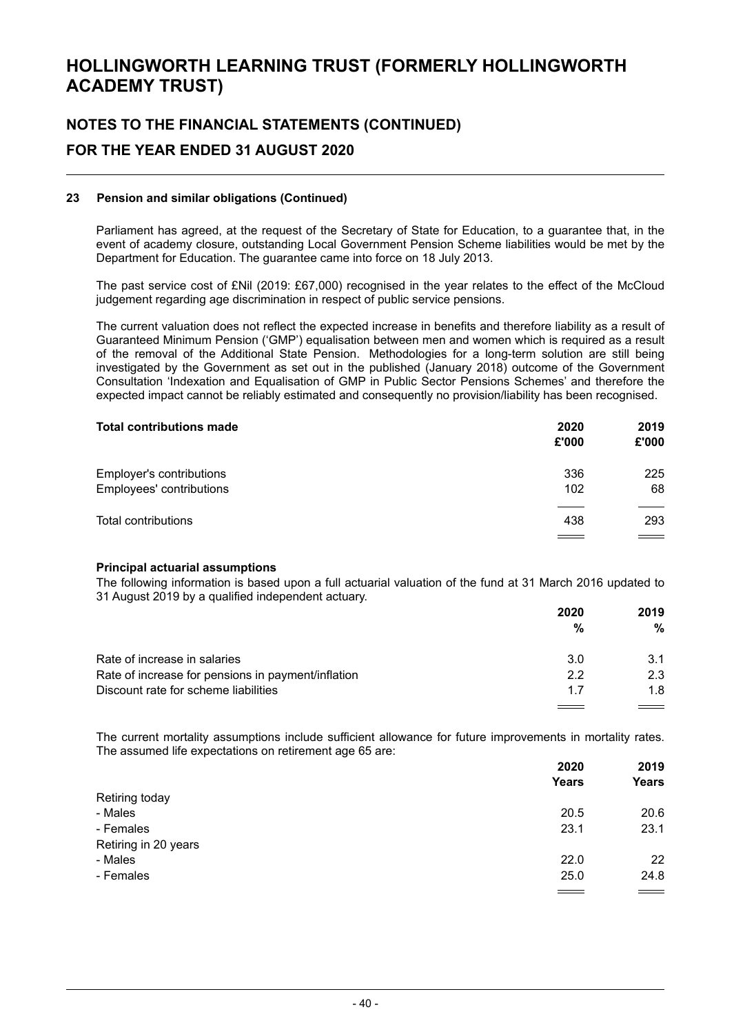# HOLLINGWORTH LEARNING TRUST (FORMERLY HOLLINGWORTH ACADEMY TRUST)

## NOTES TO THE FINANCIAL STATEMENTS (CONTINUED)

## FOR THE YEAR ENDED 31 AUGUST 2020

### 23 Pension and similar obligations (Continued)

Parliament has agreed, at the request of the Secretary of State for Education, to a guarantee that, in the event of academy closure, outstanding Local Government Pension Scheme liabilities would be met by the Department for Education. The guarantee came into force on 18 July 2013.

The past service cost of £Nil (2019: £67,000) recognised in the year relates to the effect of the McCloud judgement regarding age discrimination in respect of public service pensions.

The current valuation does not reflect the expected increase in benefits and therefore liability as a result of Guaranteed Minimum Pension ('GMP') equalisation between men and women which is required as a result of the removal of the Additional State Pension. Methodologies for a long-term solution are still being investigated by the Government as set out in the published (January 2018) outcome of the Government Consultation 'Indexation and Equalisation of GMP in Public Sector Pensions Schemes' and therefore the expected impact cannot be reliably estimated and consequently no provision/liability has been recognised.

| **Total contributions made** | **2020 £'000** | **2019 £'000** |
|---|---|---|
| Employer's contributions | 336 | 225 |
| Employees' contributions | 102 | 68 |
| Total contributions | 438 | 293 |

**Principal actuarial assumptions**

The following information is based upon a full actuarial valuation of the fund at 31 March 2016 updated to 31 August 2019 by a qualified independent actuary.

| | **2020 %** | **2019 %** |
|---|---|---|
| Rate of increase in salaries | 3.0 | 3.1 |
| Rate of increase for pensions in payment/inflation | 2.2 | 2.3 |
| Discount rate for scheme liabilities | 1.7 | 1.8 |

The current mortality assumptions include sufficient allowance for future improvements in mortality rates. The assumed life expectations on retirement age 65 are:

| | **2020 Years** | **2019 Years** |
|---|---|---|
| Retiring today | | |
| - Males | 20.5 | 20.6 |
| - Females | 23.1 | 23.1 |
| Retiring in 20 years | | |
| - Males | 22.0 | 22 |
| - Females | 25.0 | 24.8 |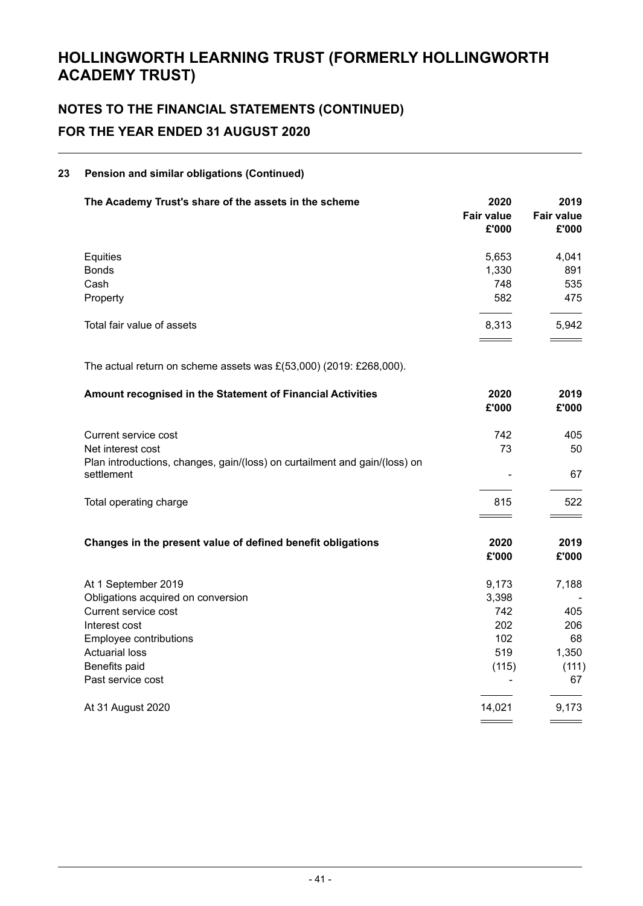# HOLLINGWORTH LEARNING TRUST (FORMERLY HOLLINGWORTH ACADEMY TRUST)

## NOTES TO THE FINANCIAL STATEMENTS (CONTINUED)

## FOR THE YEAR ENDED 31 AUGUST 2020

### 23 Pension and similar obligations (Continued)

| The Academy Trust's share of the assets in the scheme | 2020 Fair value £'000 | 2019 Fair value £'000 |
|---|---|---|
| Equities | 5,653 | 4,041 |
| Bonds | 1,330 | 891 |
| Cash | 748 | 535 |
| Property | 582 | 475 |
| Total fair value of assets | 8,313 | 5,942 |

The actual return on scheme assets was £(53,000) (2019: £268,000).

| Amount recognised in the Statement of Financial Activities | 2020 £'000 | 2019 £'000 |
|---|---|---|
| Current service cost | 742 | 405 |
| Net interest cost | 73 | 50 |
| Plan introductions, changes, gain/(loss) on curtailment and gain/(loss) on settlement | - | 67 |
| Total operating charge | 815 | 522 |

| Changes in the present value of defined benefit obligations | 2020 £'000 | 2019 £'000 |
|---|---|---|
| At 1 September 2019 | 9,173 | 7,188 |
| Obligations acquired on conversion | 3,398 | - |
| Current service cost | 742 | 405 |
| Interest cost | 202 | 206 |
| Employee contributions | 102 | 68 |
| Actuarial loss | 519 | 1,350 |
| Benefits paid | (115) | (111) |
| Past service cost | - | 67 |
| At 31 August 2020 | 14,021 | 9,173 |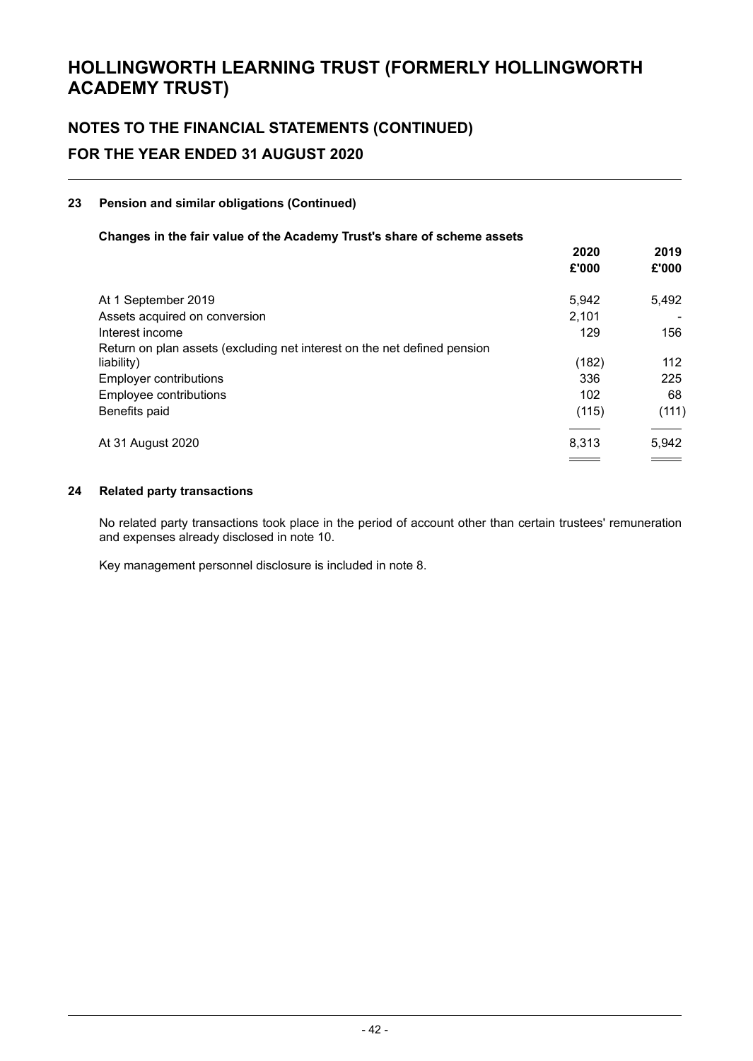# HOLLINGWORTH LEARNING TRUST (FORMERLY HOLLINGWORTH ACADEMY TRUST)

## NOTES TO THE FINANCIAL STATEMENTS (CONTINUED)

## FOR THE YEAR ENDED 31 AUGUST 2020

### 23 Pension and similar obligations (Continued)

**Changes in the fair value of the Academy Trust's share of scheme assets**

| | 2020 £'000 | 2019 £'000 |
|---|---|---|
| At 1 September 2019 | 5,942 | 5,492 |
| Assets acquired on conversion | 2,101 | - |
| Interest income | 129 | 156 |
| Return on plan assets (excluding net interest on the net defined pension liability) | (182) | 112 |
| Employer contributions | 336 | 225 |
| Employee contributions | 102 | 68 |
| Benefits paid | (115) | (111) |
| At 31 August 2020 | 8,313 | 5,942 |

### 24 Related party transactions

No related party transactions took place in the period of account other than certain trustees' remuneration and expenses already disclosed in note 10.

Key management personnel disclosure is included in note 8.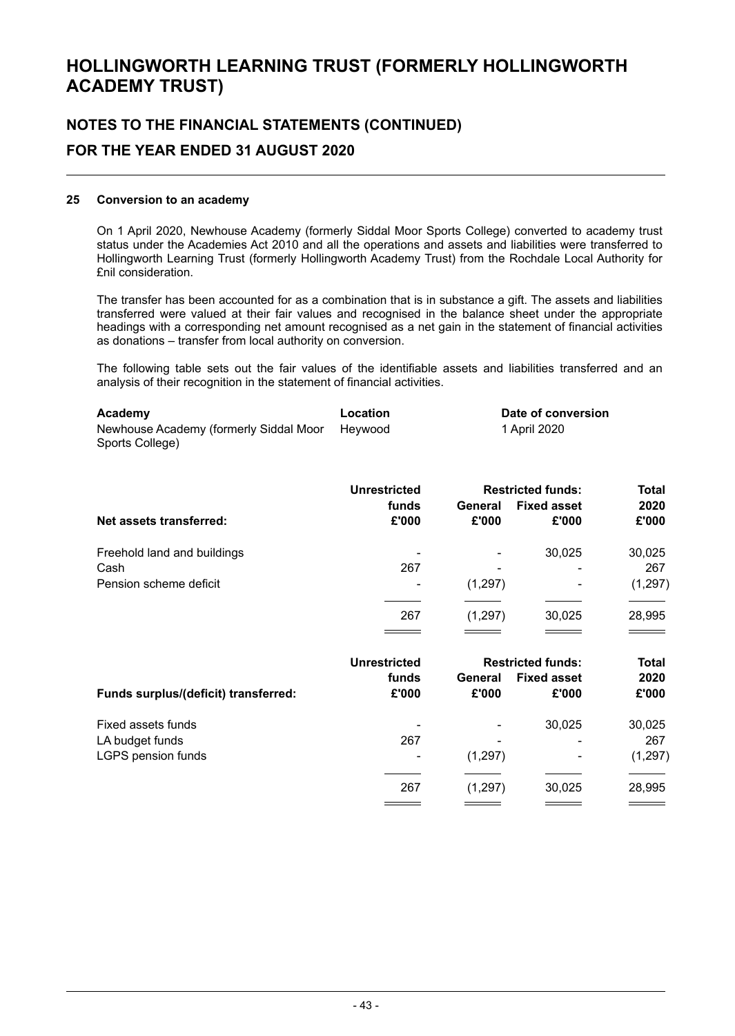# HOLLINGWORTH LEARNING TRUST (FORMERLY HOLLINGWORTH ACADEMY TRUST)

## NOTES TO THE FINANCIAL STATEMENTS (CONTINUED)

## FOR THE YEAR ENDED 31 AUGUST 2020

### 25 Conversion to an academy

On 1 April 2020, Newhouse Academy (formerly Siddal Moor Sports College) converted to academy trust status under the Academies Act 2010 and all the operations and assets and liabilities were transferred to Hollingworth Learning Trust (formerly Hollingworth Academy Trust) from the Rochdale Local Authority for £nil consideration.

The transfer has been accounted for as a combination that is in substance a gift. The assets and liabilities transferred were valued at their fair values and recognised in the balance sheet under the appropriate headings with a corresponding net amount recognised as a net gain in the statement of financial activities as donations – transfer from local authority on conversion.

The following table sets out the fair values of the identifiable assets and liabilities transferred and an analysis of their recognition in the statement of financial activities.

| Academy | Location | Date of conversion |
|---|---|---|
| Newhouse Academy (formerly Siddal Moor Sports College) | Heywood | 1 April 2020 |

| | Unrestricted | Restricted funds: | | Total |
|---|---|---|---|---|
| | funds | General | Fixed asset | 2020 |
| **Net assets transferred:** | £'000 | £'000 | £'000 | £'000 |
| Freehold land and buildings | - | - | 30,025 | 30,025 |
| Cash | 267 | - | - | 267 |
| Pension scheme deficit | - | (1,297) | - | (1,297) |
| | 267 | (1,297) | 30,025 | 28,995 |

| | Unrestricted | Restricted funds: | | Total |
|---|---|---|---|---|
| | funds | General | Fixed asset | 2020 |
| **Funds surplus/(deficit) transferred:** | £'000 | £'000 | £'000 | £'000 |
| Fixed assets funds | - | - | 30,025 | 30,025 |
| LA budget funds | 267 | - | - | 267 |
| LGPS pension funds | - | (1,297) | - | (1,297) |
| | 267 | (1,297) | 30,025 | 28,995 |